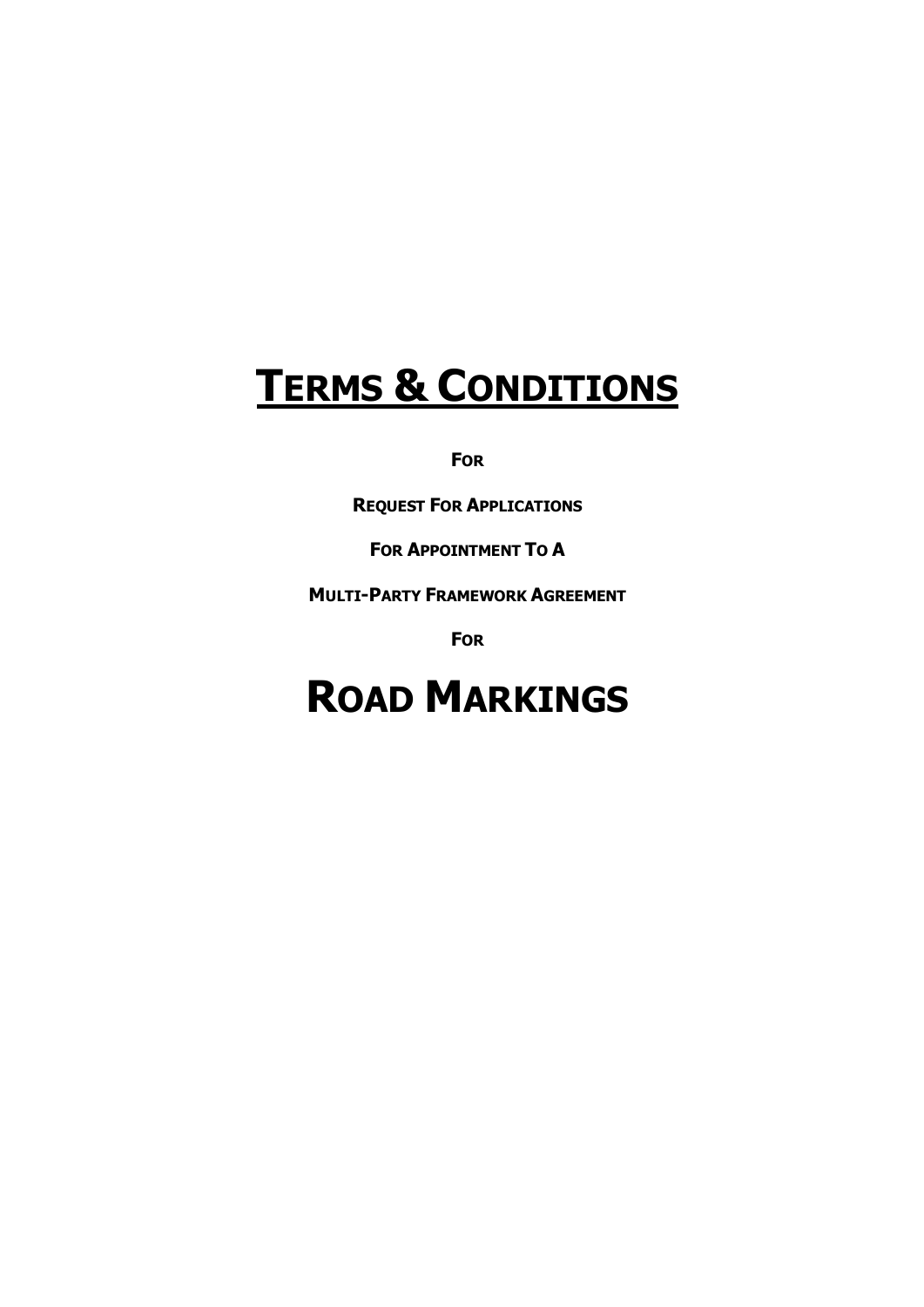# **<u>TERMS & CONDITIONS</u>**

**FOR**

**REQUEST FOR APPLICATIONS**

**FOR APPOINTMENT TO A**

**MULTI-PARTY FRAMEWORK AGREEMENT**

**FOR**

# **ROAD MARKINGS**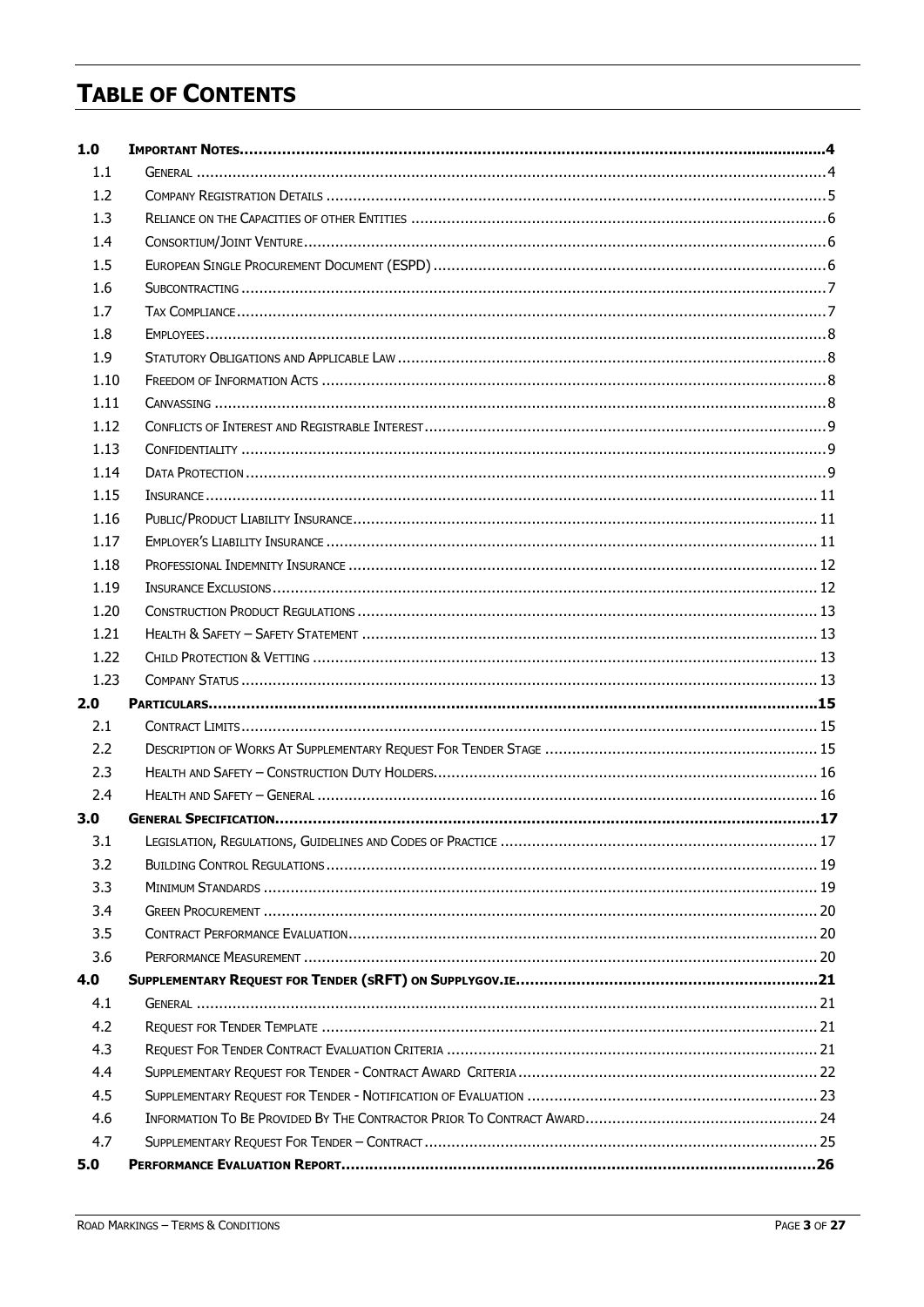# TABLE OF CONTENTS

| | | |
|---|---|---|
| **1.0** | **IMPORTANT NOTES** | **4** |
| 1.1 | GENERAL | 4 |
| 1.2 | COMPANY REGISTRATION DETAILS | 5 |
| 1.3 | RELIANCE ON THE CAPACITIES OF OTHER ENTITIES | 6 |
| 1.4 | CONSORTIUM/JOINT VENTURE | 6 |
| 1.5 | EUROPEAN SINGLE PROCUREMENT DOCUMENT (ESPD) | 6 |
| 1.6 | SUBCONTRACTING | 7 |
| 1.7 | TAX COMPLIANCE | 7 |
| 1.8 | EMPLOYEES | 8 |
| 1.9 | STATUTORY OBLIGATIONS AND APPLICABLE LAW | 8 |
| 1.10 | FREEDOM OF INFORMATION ACTS | 8 |
| 1.11 | CANVASSING | 8 |
| 1.12 | CONFLICTS OF INTEREST AND REGISTRABLE INTEREST | 9 |
| 1.13 | CONFIDENTIALITY | 9 |
| 1.14 | DATA PROTECTION | 9 |
| 1.15 | INSURANCE | 11 |
| 1.16 | PUBLIC/PRODUCT LIABILITY INSURANCE | 11 |
| 1.17 | EMPLOYER'S LIABILITY INSURANCE | 11 |
| 1.18 | PROFESSIONAL INDEMNITY INSURANCE | 12 |
| 1.19 | INSURANCE EXCLUSIONS | 12 |
| 1.20 | CONSTRUCTION PRODUCT REGULATIONS | 13 |
| 1.21 | HEALTH & SAFETY – SAFETY STATEMENT | 13 |
| 1.22 | CHILD PROTECTION & VETTING | 13 |
| 1.23 | COMPANY STATUS | 13 |
| **2.0** | **PARTICULARS** | **15** |
| 2.1 | CONTRACT LIMITS | 15 |
| 2.2 | DESCRIPTION OF WORKS AT SUPPLEMENTARY REQUEST FOR TENDER STAGE | 15 |
| 2.3 | HEALTH AND SAFETY – CONSTRUCTION DUTY HOLDERS | 16 |
| 2.4 | HEALTH AND SAFETY – GENERAL | 16 |
| **3.0** | **GENERAL SPECIFICATION** | **17** |
| 3.1 | LEGISLATION, REGULATIONS, GUIDELINES AND CODES OF PRACTICE | 17 |
| 3.2 | BUILDING CONTROL REGULATIONS | 19 |
| 3.3 | MINIMUM STANDARDS | 19 |
| 3.4 | GREEN PROCUREMENT | 20 |
| 3.5 | CONTRACT PERFORMANCE EVALUATION | 20 |
| 3.6 | PERFORMANCE MEASUREMENT | 20 |
| **4.0** | **SUPPLEMENTARY REQUEST FOR TENDER (SRFT) ON SUPPLYGOV.IE** | **21** |
| 4.1 | GENERAL | 21 |
| 4.2 | REQUEST FOR TENDER TEMPLATE | 21 |
| 4.3 | REQUEST FOR TENDER CONTRACT EVALUATION CRITERIA | 21 |
| 4.4 | SUPPLEMENTARY REQUEST FOR TENDER - CONTRACT AWARD CRITERIA | 22 |
| 4.5 | SUPPLEMENTARY REQUEST FOR TENDER - NOTIFICATION OF EVALUATION | 23 |
| 4.6 | INFORMATION TO BE PROVIDED BY THE CONTRACTOR PRIOR TO CONTRACT AWARD | 24 |
| 4.7 | SUPPLEMENTARY REQUEST FOR TENDER – CONTRACT | 25 |
| **5.0** | **PERFORMANCE EVALUATION REPORT** | **26** |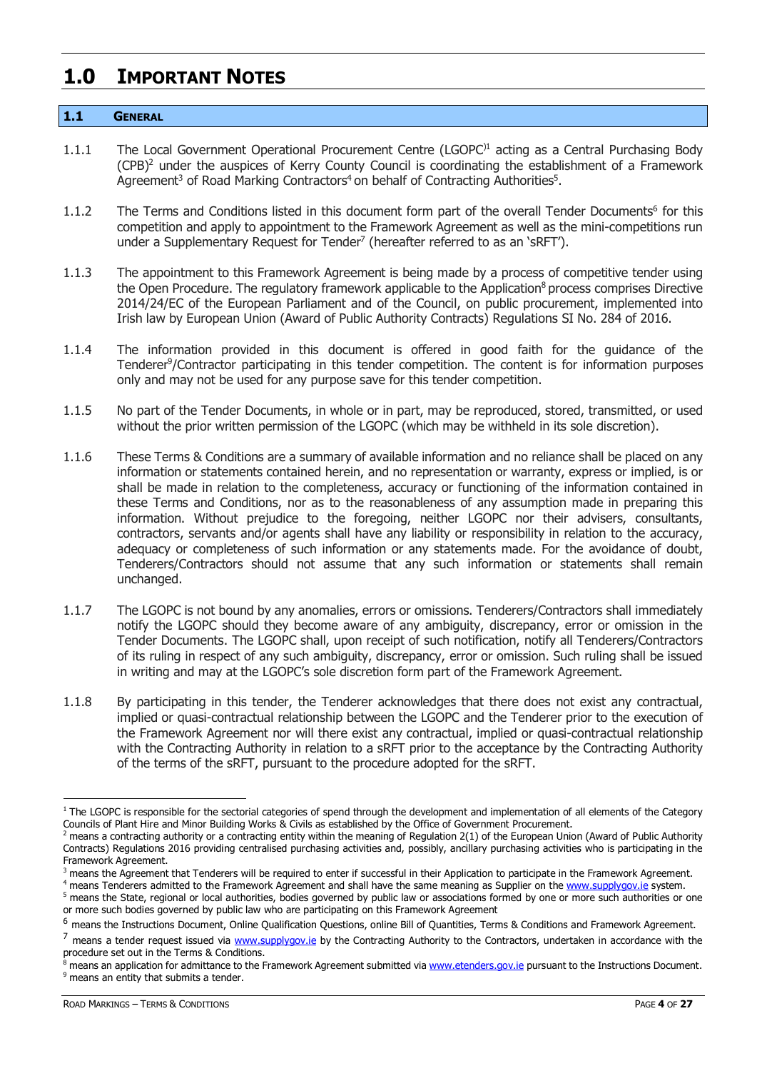# 1.0 IMPORTANT NOTES

## 1.1 GENERAL

1.1.1 The Local Government Operational Procurement Centre (LGOPC)[1] acting as a Central Purchasing Body (CPB)[2] under the auspices of Kerry County Council is coordinating the establishment of a Framework Agreement[3] of Road Marking Contractors[4] on behalf of Contracting Authorities[5].

1.1.2 The Terms and Conditions listed in this document form part of the overall Tender Documents[6] for this competition and apply to appointment to the Framework Agreement as well as the mini-competitions run under a Supplementary Request for Tender[7] (hereafter referred to as an 'sRFT').

1.1.3 The appointment to this Framework Agreement is being made by a process of competitive tender using the Open Procedure. The regulatory framework applicable to the Application[8] process comprises Directive 2014/24/EC of the European Parliament and of the Council, on public procurement, implemented into Irish law by European Union (Award of Public Authority Contracts) Regulations SI No. 284 of 2016.

1.1.4 The information provided in this document is offered in good faith for the guidance of the Tenderer[9]/Contractor participating in this tender competition. The content is for information purposes only and may not be used for any purpose save for this tender competition.

1.1.5 No part of the Tender Documents, in whole or in part, may be reproduced, stored, transmitted, or used without the prior written permission of the LGOPC (which may be withheld in its sole discretion).

1.1.6 These Terms & Conditions are a summary of available information and no reliance shall be placed on any information or statements contained herein, and no representation or warranty, express or implied, is or shall be made in relation to the completeness, accuracy or functioning of the information contained in these Terms and Conditions, nor as to the reasonableness of any assumption made in preparing this information. Without prejudice to the foregoing, neither LGOPC nor their advisers, consultants, contractors, servants and/or agents shall have any liability or responsibility in relation to the accuracy, adequacy or completeness of such information or any statements made. For the avoidance of doubt, Tenderers/Contractors should not assume that any such information or statements shall remain unchanged.

1.1.7 The LGOPC is not bound by any anomalies, errors or omissions. Tenderers/Contractors shall immediately notify the LGOPC should they become aware of any ambiguity, discrepancy, error or omission in the Tender Documents. The LGOPC shall, upon receipt of such notification, notify all Tenderers/Contractors of its ruling in respect of any such ambiguity, discrepancy, error or omission. Such ruling shall be issued in writing and may at the LGOPC's sole discretion form part of the Framework Agreement.

1.1.8 By participating in this tender, the Tenderer acknowledges that there does not exist any contractual, implied or quasi-contractual relationship between the LGOPC and the Tenderer prior to the execution of the Framework Agreement nor will there exist any contractual, implied or quasi-contractual relationship with the Contracting Authority in relation to a sRFT prior to the acceptance by the Contracting Authority of the terms of the sRFT, pursuant to the procedure adopted for the sRFT.

---

[1] The LGOPC is responsible for the sectorial categories of spend through the development and implementation of all elements of the Category Councils of Plant Hire and Minor Building Works & Civils as established by the Office of Government Procurement.

[2] means a contracting authority or a contracting entity within the meaning of Regulation 2(1) of the European Union (Award of Public Authority Contracts) Regulations 2016 providing centralised purchasing activities and, possibly, ancillary purchasing activities who is participating in the Framework Agreement.

[3] means the Agreement that Tenderers will be required to enter if successful in their Application to participate in the Framework Agreement.

[4] means Tenderers admitted to the Framework Agreement and shall have the same meaning as Supplier on the www.supplygov.ie system.

[5] means the State, regional or local authorities, bodies governed by public law or associations formed by one or more such authorities or one or more such bodies governed by public law who are participating on this Framework Agreement

[6] means the Instructions Document, Online Qualification Questions, online Bill of Quantities, Terms & Conditions and Framework Agreement.

[7] means a tender request issued via www.supplygov.ie by the Contracting Authority to the Contractors, undertaken in accordance with the procedure set out in the Terms & Conditions.

[8] means an application for admittance to the Framework Agreement submitted via www.etenders.gov.ie pursuant to the Instructions Document.

[9] means an entity that submits a tender.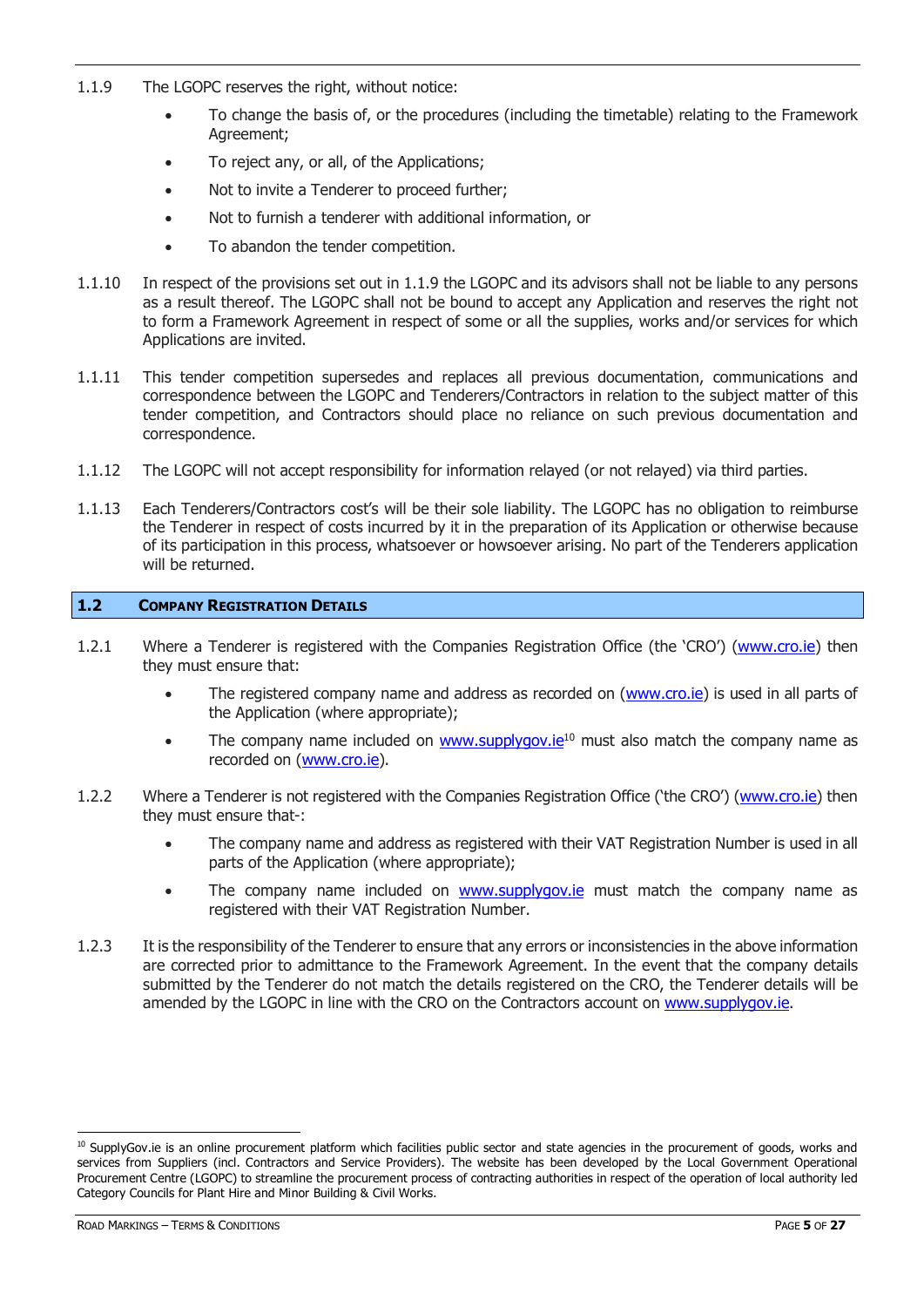1.1.9 The LGOPC reserves the right, without notice:

- To change the basis of, or the procedures (including the timetable) relating to the Framework Agreement;
- To reject any, or all, of the Applications;
- Not to invite a Tenderer to proceed further;
- Not to furnish a tenderer with additional information, or
- To abandon the tender competition.

1.1.10 In respect of the provisions set out in 1.1.9 the LGOPC and its advisors shall not be liable to any persons as a result thereof. The LGOPC shall not be bound to accept any Application and reserves the right not to form a Framework Agreement in respect of some or all the supplies, works and/or services for which Applications are invited.

1.1.11 This tender competition supersedes and replaces all previous documentation, communications and correspondence between the LGOPC and Tenderers/Contractors in relation to the subject matter of this tender competition, and Contractors should place no reliance on such previous documentation and correspondence.

1.1.12 The LGOPC will not accept responsibility for information relayed (or not relayed) via third parties.

1.1.13 Each Tenderers/Contractors cost's will be their sole liability. The LGOPC has no obligation to reimburse the Tenderer in respect of costs incurred by it in the preparation of its Application or otherwise because of its participation in this process, whatsoever or howsoever arising. No part of the Tenderers application will be returned.

## 1.2 Company Registration Details

1.2.1 Where a Tenderer is registered with the Companies Registration Office (the 'CRO') (www.cro.ie) then they must ensure that:

- The registered company name and address as recorded on (www.cro.ie) is used in all parts of the Application (where appropriate);
- The company name included on www.supplygov.ie[10] must also match the company name as recorded on (www.cro.ie).

1.2.2 Where a Tenderer is not registered with the Companies Registration Office ('the CRO') (www.cro.ie) then they must ensure that-:

- The company name and address as registered with their VAT Registration Number is used in all parts of the Application (where appropriate);
- The company name included on www.supplygov.ie must match the company name as registered with their VAT Registration Number.

1.2.3 It is the responsibility of the Tenderer to ensure that any errors or inconsistencies in the above information are corrected prior to admittance to the Framework Agreement. In the event that the company details submitted by the Tenderer do not match the details registered on the CRO, the Tenderer details will be amended by the LGOPC in line with the CRO on the Contractors account on www.supplygov.ie.

[10] SupplyGov.ie is an online procurement platform which facilities public sector and state agencies in the procurement of goods, works and services from Suppliers (incl. Contractors and Service Providers). The website has been developed by the Local Government Operational Procurement Centre (LGOPC) to streamline the procurement process of contracting authorities in respect of the operation of local authority led Category Councils for Plant Hire and Minor Building & Civil Works.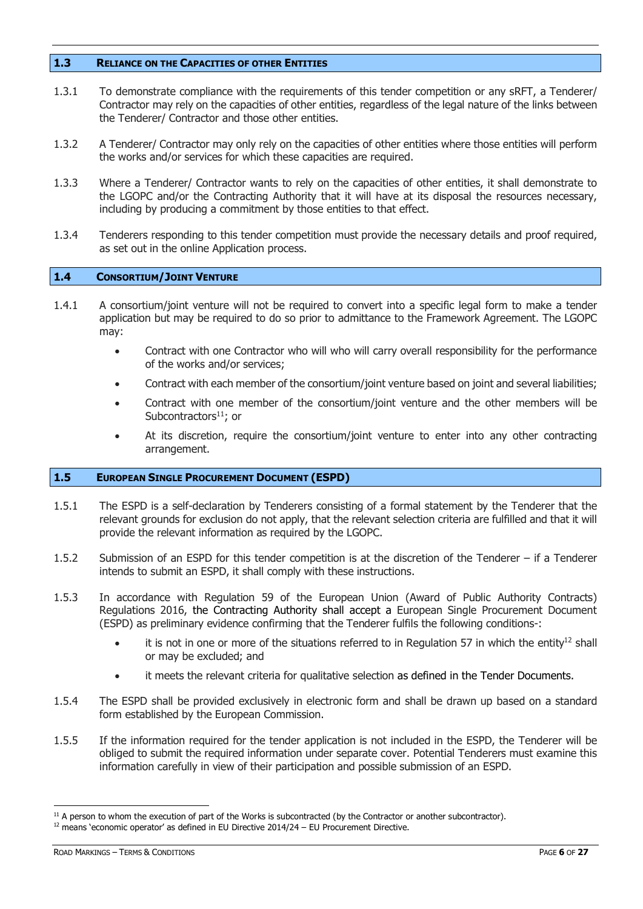## 1.3 Reliance on the Capacities of other Entities

1.3.1 To demonstrate compliance with the requirements of this tender competition or any sRFT, a Tenderer/ Contractor may rely on the capacities of other entities, regardless of the legal nature of the links between the Tenderer/ Contractor and those other entities.

1.3.2 A Tenderer/ Contractor may only rely on the capacities of other entities where those entities will perform the works and/or services for which these capacities are required.

1.3.3 Where a Tenderer/ Contractor wants to rely on the capacities of other entities, it shall demonstrate to the LGOPC and/or the Contracting Authority that it will have at its disposal the resources necessary, including by producing a commitment by those entities to that effect.

1.3.4 Tenderers responding to this tender competition must provide the necessary details and proof required, as set out in the online Application process.

## 1.4 Consortium/Joint Venture

1.4.1 A consortium/joint venture will not be required to convert into a specific legal form to make a tender application but may be required to do so prior to admittance to the Framework Agreement. The LGOPC may:

- Contract with one Contractor who will who will carry overall responsibility for the performance of the works and/or services;
- Contract with each member of the consortium/joint venture based on joint and several liabilities;
- Contract with one member of the consortium/joint venture and the other members will be Subcontractors[11]; or
- At its discretion, require the consortium/joint venture to enter into any other contracting arrangement.

## 1.5 European Single Procurement Document (ESPD)

1.5.1 The ESPD is a self-declaration by Tenderers consisting of a formal statement by the Tenderer that the relevant grounds for exclusion do not apply, that the relevant selection criteria are fulfilled and that it will provide the relevant information as required by the LGOPC.

1.5.2 Submission of an ESPD for this tender competition is at the discretion of the Tenderer – if a Tenderer intends to submit an ESPD, it shall comply with these instructions.

1.5.3 In accordance with Regulation 59 of the European Union (Award of Public Authority Contracts) Regulations 2016, the Contracting Authority shall accept a European Single Procurement Document (ESPD) as preliminary evidence confirming that the Tenderer fulfils the following conditions-:

- it is not in one or more of the situations referred to in Regulation 57 in which the entity[12] shall or may be excluded; and
- it meets the relevant criteria for qualitative selection as defined in the Tender Documents.

1.5.4 The ESPD shall be provided exclusively in electronic form and shall be drawn up based on a standard form established by the European Commission.

1.5.5 If the information required for the tender application is not included in the ESPD, the Tenderer will be obliged to submit the required information under separate cover. Potential Tenderers must examine this information carefully in view of their participation and possible submission of an ESPD.

---

[11] A person to whom the execution of part of the Works is subcontracted (by the Contractor or another subcontractor).

[12] means 'economic operator' as defined in EU Directive 2014/24 – EU Procurement Directive.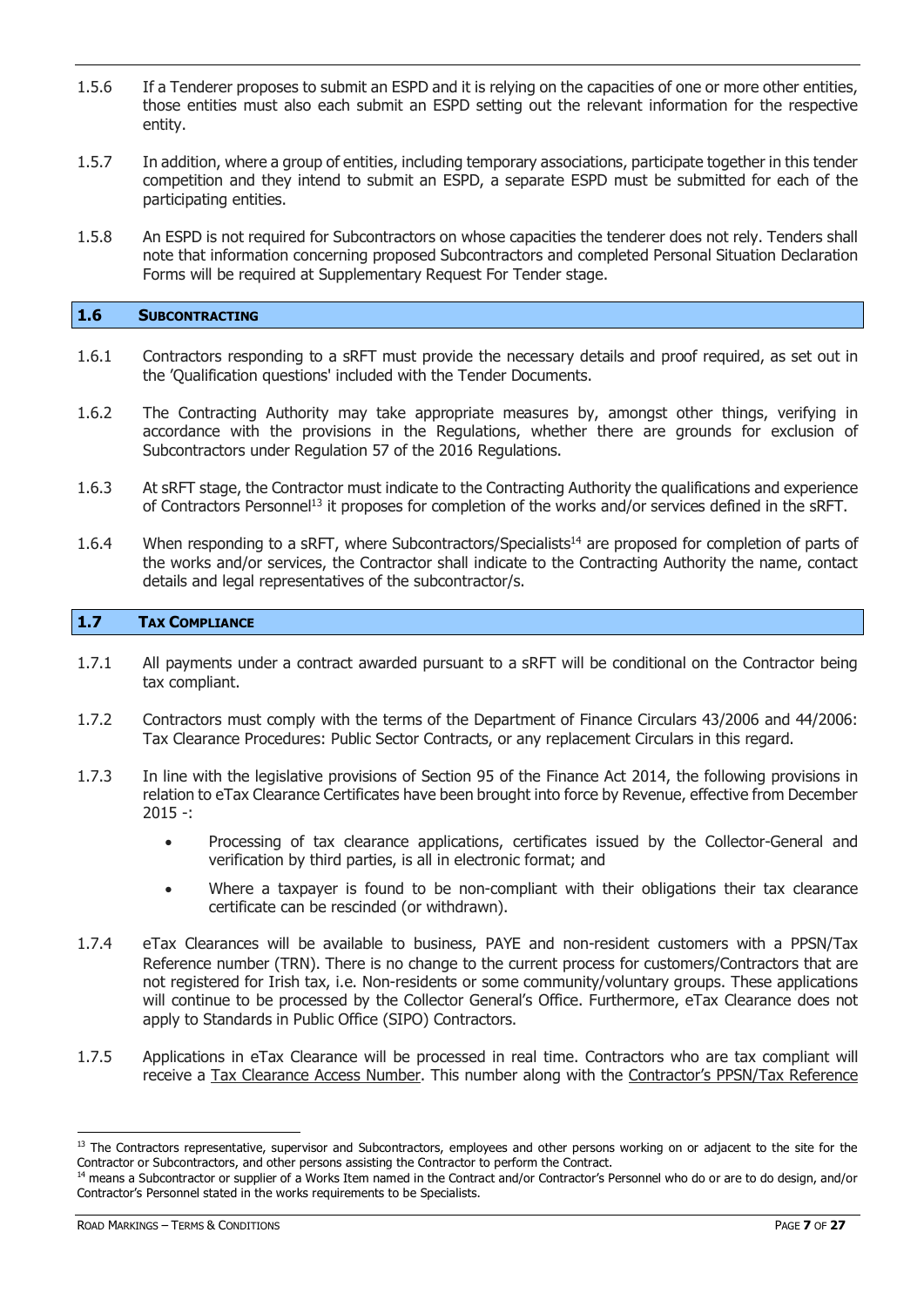1.5.6 If a Tenderer proposes to submit an ESPD and it is relying on the capacities of one or more other entities, those entities must also each submit an ESPD setting out the relevant information for the respective entity.

1.5.7 In addition, where a group of entities, including temporary associations, participate together in this tender competition and they intend to submit an ESPD, a separate ESPD must be submitted for each of the participating entities.

1.5.8 An ESPD is not required for Subcontractors on whose capacities the tenderer does not rely. Tenders shall note that information concerning proposed Subcontractors and completed Personal Situation Declaration Forms will be required at Supplementary Request For Tender stage.

## 1.6 SUBCONTRACTING

1.6.1 Contractors responding to a sRFT must provide the necessary details and proof required, as set out in the 'Qualification questions' included with the Tender Documents.

1.6.2 The Contracting Authority may take appropriate measures by, amongst other things, verifying in accordance with the provisions in the Regulations, whether there are grounds for exclusion of Subcontractors under Regulation 57 of the 2016 Regulations.

1.6.3 At sRFT stage, the Contractor must indicate to the Contracting Authority the qualifications and experience of Contractors Personnel[13] it proposes for completion of the works and/or services defined in the sRFT.

1.6.4 When responding to a sRFT, where Subcontractors/Specialists[14] are proposed for completion of parts of the works and/or services, the Contractor shall indicate to the Contracting Authority the name, contact details and legal representatives of the subcontractor/s.

## 1.7 TAX COMPLIANCE

1.7.1 All payments under a contract awarded pursuant to a sRFT will be conditional on the Contractor being tax compliant.

1.7.2 Contractors must comply with the terms of the Department of Finance Circulars 43/2006 and 44/2006: Tax Clearance Procedures: Public Sector Contracts, or any replacement Circulars in this regard.

1.7.3 In line with the legislative provisions of Section 95 of the Finance Act 2014, the following provisions in relation to eTax Clearance Certificates have been brought into force by Revenue, effective from December 2015 -:

- Processing of tax clearance applications, certificates issued by the Collector-General and verification by third parties, is all in electronic format; and
- Where a taxpayer is found to be non-compliant with their obligations their tax clearance certificate can be rescinded (or withdrawn).

1.7.4 eTax Clearances will be available to business, PAYE and non-resident customers with a PPSN/Tax Reference number (TRN). There is no change to the current process for customers/Contractors that are not registered for Irish tax, i.e. Non-residents or some community/voluntary groups. These applications will continue to be processed by the Collector General's Office. Furthermore, eTax Clearance does not apply to Standards in Public Office (SIPO) Contractors.

1.7.5 Applications in eTax Clearance will be processed in real time. Contractors who are tax compliant will receive a Tax Clearance Access Number. This number along with the Contractor's PPSN/Tax Reference

[13] The Contractors representative, supervisor and Subcontractors, employees and other persons working on or adjacent to the site for the Contractor or Subcontractors, and other persons assisting the Contractor to perform the Contract.

[14] means a Subcontractor or supplier of a Works Item named in the Contract and/or Contractor's Personnel who do or are to do design, and/or Contractor's Personnel stated in the works requirements to be Specialists.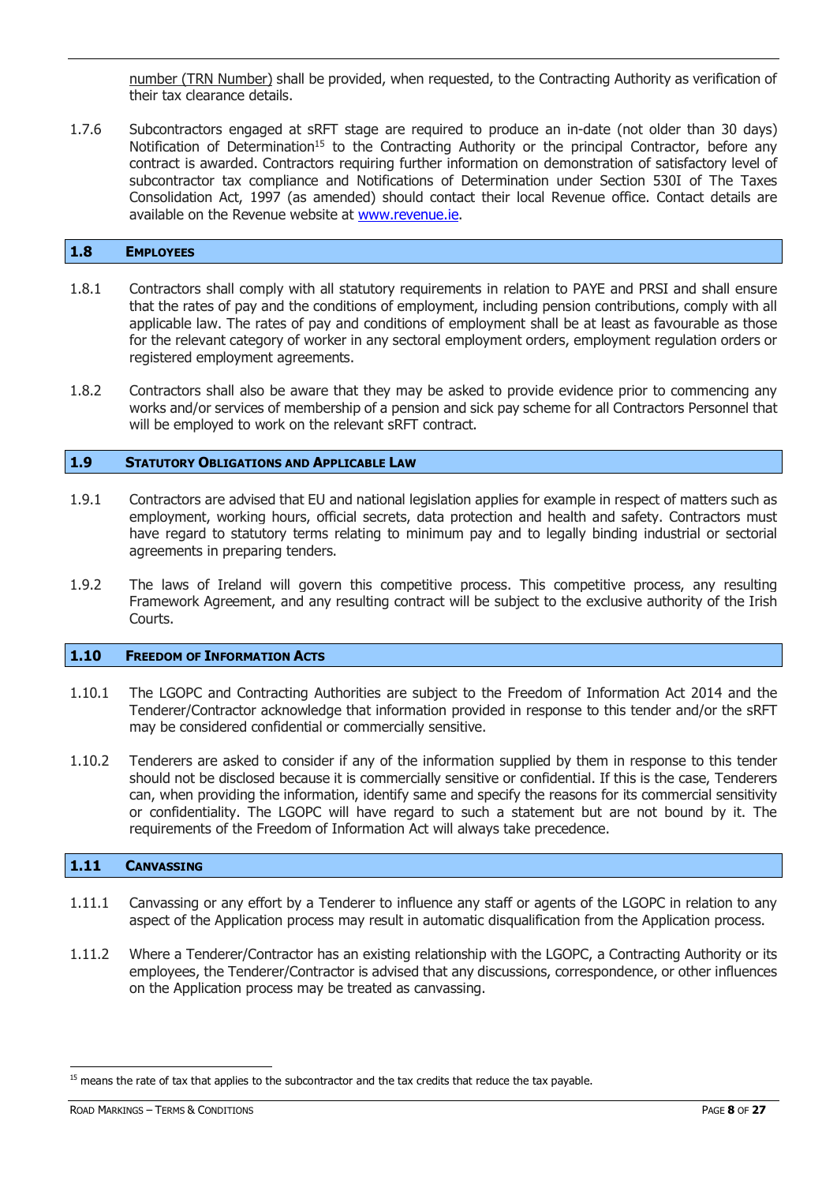number (TRN Number) shall be provided, when requested, to the Contracting Authority as verification of their tax clearance details.

1.7.6 Subcontractors engaged at sRFT stage are required to produce an in-date (not older than 30 days) Notification of Determination[15] to the Contracting Authority or the principal Contractor, before any contract is awarded. Contractors requiring further information on demonstration of satisfactory level of subcontractor tax compliance and Notifications of Determination under Section 530I of The Taxes Consolidation Act, 1997 (as amended) should contact their local Revenue office. Contact details are available on the Revenue website at www.revenue.ie.

## 1.8 EMPLOYEES

1.8.1 Contractors shall comply with all statutory requirements in relation to PAYE and PRSI and shall ensure that the rates of pay and the conditions of employment, including pension contributions, comply with all applicable law. The rates of pay and conditions of employment shall be at least as favourable as those for the relevant category of worker in any sectoral employment orders, employment regulation orders or registered employment agreements.

1.8.2 Contractors shall also be aware that they may be asked to provide evidence prior to commencing any works and/or services of membership of a pension and sick pay scheme for all Contractors Personnel that will be employed to work on the relevant sRFT contract.

## 1.9 STATUTORY OBLIGATIONS AND APPLICABLE LAW

1.9.1 Contractors are advised that EU and national legislation applies for example in respect of matters such as employment, working hours, official secrets, data protection and health and safety. Contractors must have regard to statutory terms relating to minimum pay and to legally binding industrial or sectorial agreements in preparing tenders.

1.9.2 The laws of Ireland will govern this competitive process. This competitive process, any resulting Framework Agreement, and any resulting contract will be subject to the exclusive authority of the Irish Courts.

## 1.10 FREEDOM OF INFORMATION ACTS

1.10.1 The LGOPC and Contracting Authorities are subject to the Freedom of Information Act 2014 and the Tenderer/Contractor acknowledge that information provided in response to this tender and/or the sRFT may be considered confidential or commercially sensitive.

1.10.2 Tenderers are asked to consider if any of the information supplied by them in response to this tender should not be disclosed because it is commercially sensitive or confidential. If this is the case, Tenderers can, when providing the information, identify same and specify the reasons for its commercial sensitivity or confidentiality. The LGOPC will have regard to such a statement but are not bound by it. The requirements of the Freedom of Information Act will always take precedence.

## 1.11 CANVASSING

1.11.1 Canvassing or any effort by a Tenderer to influence any staff or agents of the LGOPC in relation to any aspect of the Application process may result in automatic disqualification from the Application process.

1.11.2 Where a Tenderer/Contractor has an existing relationship with the LGOPC, a Contracting Authority or its employees, the Tenderer/Contractor is advised that any discussions, correspondence, or other influences on the Application process may be treated as canvassing.

---

[15] means the rate of tax that applies to the subcontractor and the tax credits that reduce the tax payable.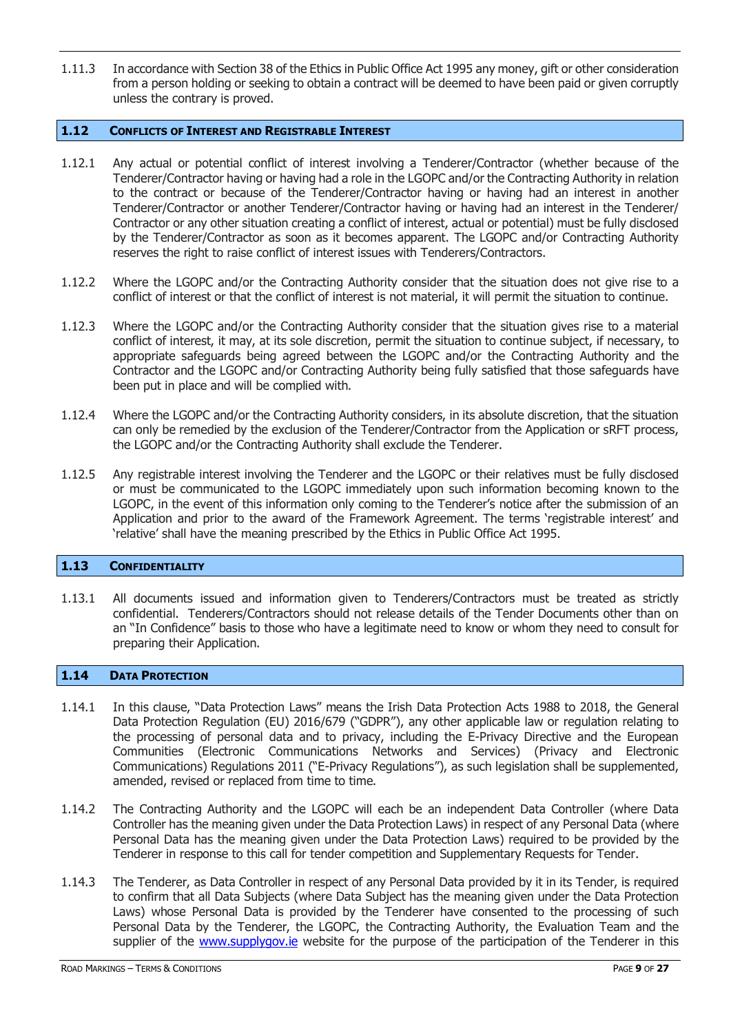1.11.3 In accordance with Section 38 of the Ethics in Public Office Act 1995 any money, gift or other consideration from a person holding or seeking to obtain a contract will be deemed to have been paid or given corruptly unless the contrary is proved.

## 1.12 Conflicts of Interest and Registrable Interest

1.12.1 Any actual or potential conflict of interest involving a Tenderer/Contractor (whether because of the Tenderer/Contractor having or having had a role in the LGOPC and/or the Contracting Authority in relation to the contract or because of the Tenderer/Contractor having or having had an interest in another Tenderer/Contractor or another Tenderer/Contractor having or having had an interest in the Tenderer/ Contractor or any other situation creating a conflict of interest, actual or potential) must be fully disclosed by the Tenderer/Contractor as soon as it becomes apparent. The LGOPC and/or Contracting Authority reserves the right to raise conflict of interest issues with Tenderers/Contractors.

1.12.2 Where the LGOPC and/or the Contracting Authority consider that the situation does not give rise to a conflict of interest or that the conflict of interest is not material, it will permit the situation to continue.

1.12.3 Where the LGOPC and/or the Contracting Authority consider that the situation gives rise to a material conflict of interest, it may, at its sole discretion, permit the situation to continue subject, if necessary, to appropriate safeguards being agreed between the LGOPC and/or the Contracting Authority and the Contractor and the LGOPC and/or Contracting Authority being fully satisfied that those safeguards have been put in place and will be complied with.

1.12.4 Where the LGOPC and/or the Contracting Authority considers, in its absolute discretion, that the situation can only be remedied by the exclusion of the Tenderer/Contractor from the Application or sRFT process, the LGOPC and/or the Contracting Authority shall exclude the Tenderer.

1.12.5 Any registrable interest involving the Tenderer and the LGOPC or their relatives must be fully disclosed or must be communicated to the LGOPC immediately upon such information becoming known to the LGOPC, in the event of this information only coming to the Tenderer's notice after the submission of an Application and prior to the award of the Framework Agreement. The terms 'registrable interest' and 'relative' shall have the meaning prescribed by the Ethics in Public Office Act 1995.

## 1.13 Confidentiality

1.13.1 All documents issued and information given to Tenderers/Contractors must be treated as strictly confidential. Tenderers/Contractors should not release details of the Tender Documents other than on an "In Confidence" basis to those who have a legitimate need to know or whom they need to consult for preparing their Application.

## 1.14 Data Protection

1.14.1 In this clause, "Data Protection Laws" means the Irish Data Protection Acts 1988 to 2018, the General Data Protection Regulation (EU) 2016/679 ("GDPR"), any other applicable law or regulation relating to the processing of personal data and to privacy, including the E-Privacy Directive and the European Communities (Electronic Communications Networks and Services) (Privacy and Electronic Communications) Regulations 2011 ("E-Privacy Regulations"), as such legislation shall be supplemented, amended, revised or replaced from time to time.

1.14.2 The Contracting Authority and the LGOPC will each be an independent Data Controller (where Data Controller has the meaning given under the Data Protection Laws) in respect of any Personal Data (where Personal Data has the meaning given under the Data Protection Laws) required to be provided by the Tenderer in response to this call for tender competition and Supplementary Requests for Tender.

1.14.3 The Tenderer, as Data Controller in respect of any Personal Data provided by it in its Tender, is required to confirm that all Data Subjects (where Data Subject has the meaning given under the Data Protection Laws) whose Personal Data is provided by the Tenderer have consented to the processing of such Personal Data by the Tenderer, the LGOPC, the Contracting Authority, the Evaluation Team and the supplier of the [www.supplygov.ie](www.supplygov.ie) website for the purpose of the participation of the Tenderer in this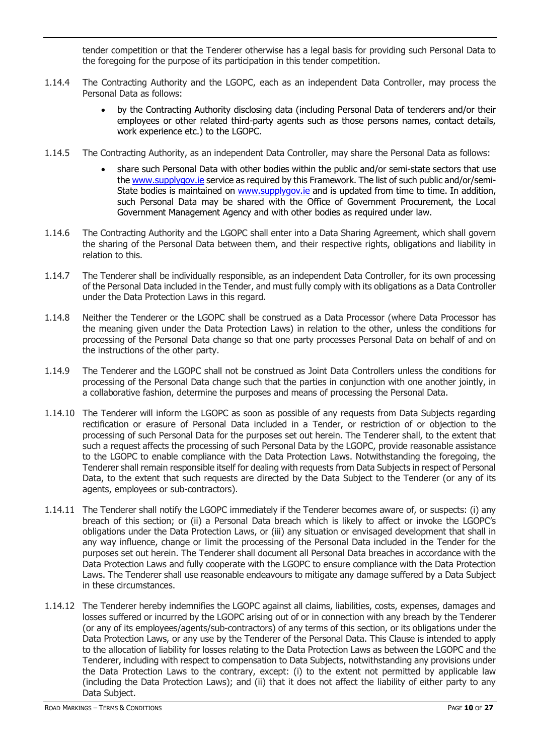tender competition or that the Tenderer otherwise has a legal basis for providing such Personal Data to the foregoing for the purpose of its participation in this tender competition.

1.14.4 The Contracting Authority and the LGOPC, each as an independent Data Controller, may process the Personal Data as follows:

- by the Contracting Authority disclosing data (including Personal Data of tenderers and/or their employees or other related third-party agents such as those persons names, contact details, work experience etc.) to the LGOPC.

1.14.5 The Contracting Authority, as an independent Data Controller, may share the Personal Data as follows:

- share such Personal Data with other bodies within the public and/or semi-state sectors that use the www.supplygov.ie service as required by this Framework. The list of such public and/or semi-State bodies is maintained on www.supplygov.ie and is updated from time to time. In addition, such Personal Data may be shared with the Office of Government Procurement, the Local Government Management Agency and with other bodies as required under law.

1.14.6 The Contracting Authority and the LGOPC shall enter into a Data Sharing Agreement, which shall govern the sharing of the Personal Data between them, and their respective rights, obligations and liability in relation to this.

1.14.7 The Tenderer shall be individually responsible, as an independent Data Controller, for its own processing of the Personal Data included in the Tender, and must fully comply with its obligations as a Data Controller under the Data Protection Laws in this regard.

1.14.8 Neither the Tenderer or the LGOPC shall be construed as a Data Processor (where Data Processor has the meaning given under the Data Protection Laws) in relation to the other, unless the conditions for processing of the Personal Data change so that one party processes Personal Data on behalf of and on the instructions of the other party.

1.14.9 The Tenderer and the LGOPC shall not be construed as Joint Data Controllers unless the conditions for processing of the Personal Data change such that the parties in conjunction with one another jointly, in a collaborative fashion, determine the purposes and means of processing the Personal Data.

1.14.10 The Tenderer will inform the LGOPC as soon as possible of any requests from Data Subjects regarding rectification or erasure of Personal Data included in a Tender, or restriction of or objection to the processing of such Personal Data for the purposes set out herein. The Tenderer shall, to the extent that such a request affects the processing of such Personal Data by the LGOPC, provide reasonable assistance to the LGOPC to enable compliance with the Data Protection Laws. Notwithstanding the foregoing, the Tenderer shall remain responsible itself for dealing with requests from Data Subjects in respect of Personal Data, to the extent that such requests are directed by the Data Subject to the Tenderer (or any of its agents, employees or sub-contractors).

1.14.11 The Tenderer shall notify the LGOPC immediately if the Tenderer becomes aware of, or suspects: (i) any breach of this section; or (ii) a Personal Data breach which is likely to affect or invoke the LGOPC's obligations under the Data Protection Laws, or (iii) any situation or envisaged development that shall in any way influence, change or limit the processing of the Personal Data included in the Tender for the purposes set out herein. The Tenderer shall document all Personal Data breaches in accordance with the Data Protection Laws and fully cooperate with the LGOPC to ensure compliance with the Data Protection Laws. The Tenderer shall use reasonable endeavours to mitigate any damage suffered by a Data Subject in these circumstances.

1.14.12 The Tenderer hereby indemnifies the LGOPC against all claims, liabilities, costs, expenses, damages and losses suffered or incurred by the LGOPC arising out of or in connection with any breach by the Tenderer (or any of its employees/agents/sub-contractors) of any terms of this section, or its obligations under the Data Protection Laws, or any use by the Tenderer of the Personal Data. This Clause is intended to apply to the allocation of liability for losses relating to the Data Protection Laws as between the LGOPC and the Tenderer, including with respect to compensation to Data Subjects, notwithstanding any provisions under the Data Protection Laws to the contrary, except: (i) to the extent not permitted by applicable law (including the Data Protection Laws); and (ii) that it does not affect the liability of either party to any Data Subject.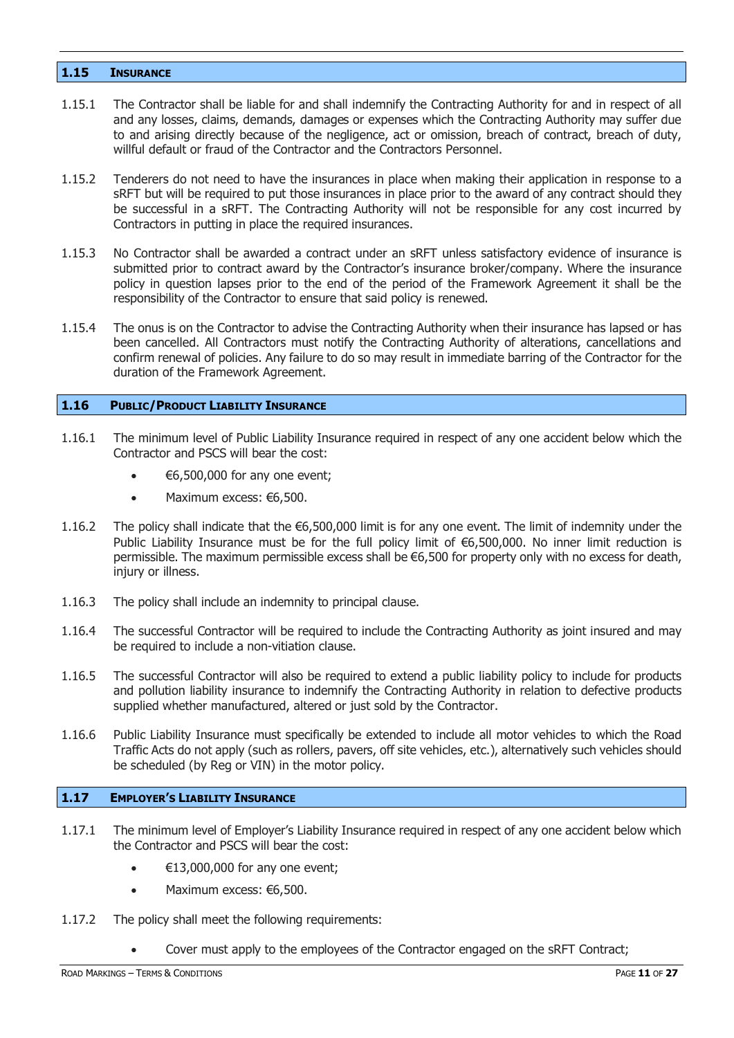## 1.15 Insurance

1.15.1 The Contractor shall be liable for and shall indemnify the Contracting Authority for and in respect of all and any losses, claims, demands, damages or expenses which the Contracting Authority may suffer due to and arising directly because of the negligence, act or omission, breach of contract, breach of duty, willful default or fraud of the Contractor and the Contractors Personnel.

1.15.2 Tenderers do not need to have the insurances in place when making their application in response to a sRFT but will be required to put those insurances in place prior to the award of any contract should they be successful in a sRFT. The Contracting Authority will not be responsible for any cost incurred by Contractors in putting in place the required insurances.

1.15.3 No Contractor shall be awarded a contract under an sRFT unless satisfactory evidence of insurance is submitted prior to contract award by the Contractor's insurance broker/company. Where the insurance policy in question lapses prior to the end of the period of the Framework Agreement it shall be the responsibility of the Contractor to ensure that said policy is renewed.

1.15.4 The onus is on the Contractor to advise the Contracting Authority when their insurance has lapsed or has been cancelled. All Contractors must notify the Contracting Authority of alterations, cancellations and confirm renewal of policies. Any failure to do so may result in immediate barring of the Contractor for the duration of the Framework Agreement.

## 1.16 Public/Product Liability Insurance

1.16.1 The minimum level of Public Liability Insurance required in respect of any one accident below which the Contractor and PSCS will bear the cost:

- €6,500,000 for any one event;
- Maximum excess: €6,500.

1.16.2 The policy shall indicate that the €6,500,000 limit is for any one event. The limit of indemnity under the Public Liability Insurance must be for the full policy limit of €6,500,000. No inner limit reduction is permissible. The maximum permissible excess shall be €6,500 for property only with no excess for death, injury or illness.

1.16.3 The policy shall include an indemnity to principal clause.

1.16.4 The successful Contractor will be required to include the Contracting Authority as joint insured and may be required to include a non-vitiation clause.

1.16.5 The successful Contractor will also be required to extend a public liability policy to include for products and pollution liability insurance to indemnify the Contracting Authority in relation to defective products supplied whether manufactured, altered or just sold by the Contractor.

1.16.6 Public Liability Insurance must specifically be extended to include all motor vehicles to which the Road Traffic Acts do not apply (such as rollers, pavers, off site vehicles, etc.), alternatively such vehicles should be scheduled (by Reg or VIN) in the motor policy.

## 1.17 Employer's Liability Insurance

1.17.1 The minimum level of Employer's Liability Insurance required in respect of any one accident below which the Contractor and PSCS will bear the cost:

- €13,000,000 for any one event;
- Maximum excess: €6,500.

1.17.2 The policy shall meet the following requirements:

- Cover must apply to the employees of the Contractor engaged on the sRFT Contract;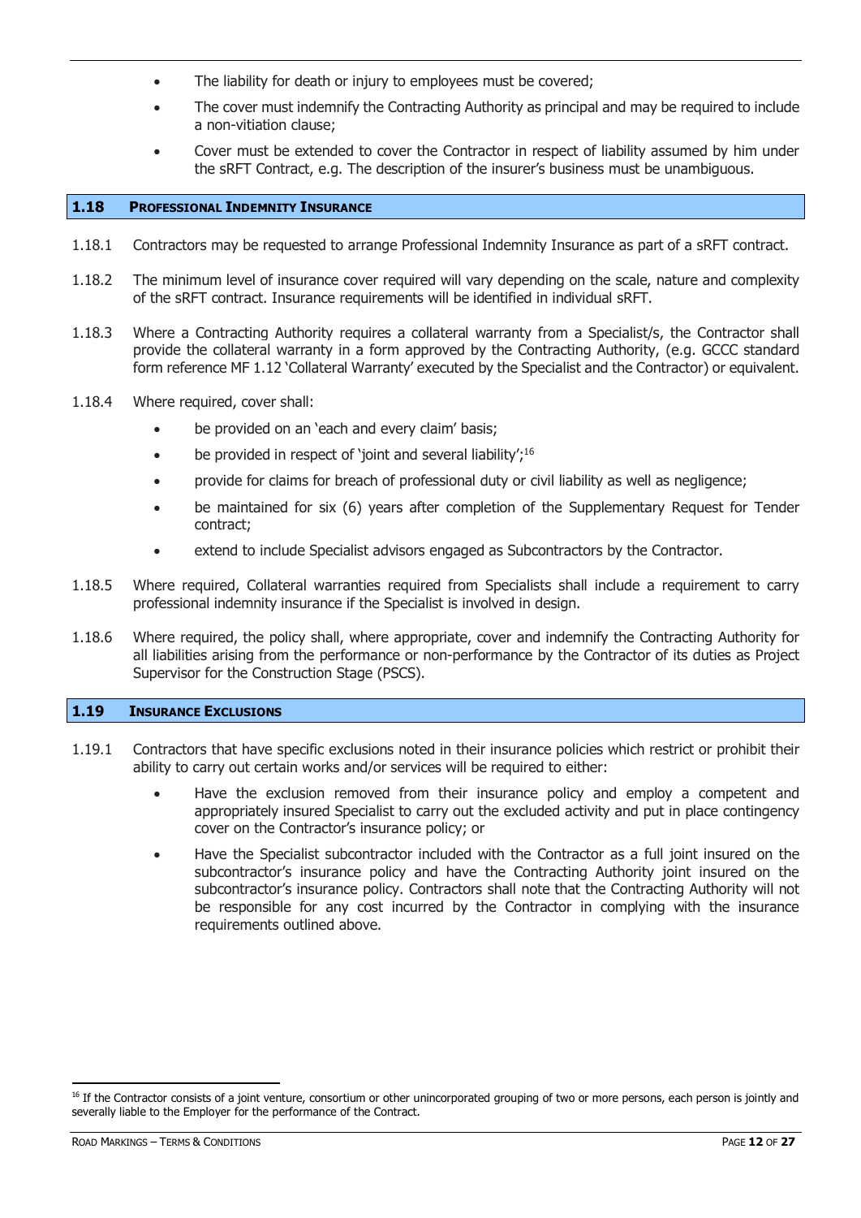- The liability for death or injury to employees must be covered;
- The cover must indemnify the Contracting Authority as principal and may be required to include a non-vitiation clause;
- Cover must be extended to cover the Contractor in respect of liability assumed by him under the sRFT Contract, e.g. The description of the insurer's business must be unambiguous.

## 1.18 Professional Indemnity Insurance

1.18.1 Contractors may be requested to arrange Professional Indemnity Insurance as part of a sRFT contract.

1.18.2 The minimum level of insurance cover required will vary depending on the scale, nature and complexity of the sRFT contract. Insurance requirements will be identified in individual sRFT.

1.18.3 Where a Contracting Authority requires a collateral warranty from a Specialist/s, the Contractor shall provide the collateral warranty in a form approved by the Contracting Authority, (e.g. GCCC standard form reference MF 1.12 'Collateral Warranty' executed by the Specialist and the Contractor) or equivalent.

1.18.4 Where required, cover shall:

- be provided on an 'each and every claim' basis;
- be provided in respect of 'joint and several liability';[16]
- provide for claims for breach of professional duty or civil liability as well as negligence;
- be maintained for six (6) years after completion of the Supplementary Request for Tender contract;
- extend to include Specialist advisors engaged as Subcontractors by the Contractor.

1.18.5 Where required, Collateral warranties required from Specialists shall include a requirement to carry professional indemnity insurance if the Specialist is involved in design.

1.18.6 Where required, the policy shall, where appropriate, cover and indemnify the Contracting Authority for all liabilities arising from the performance or non-performance by the Contractor of its duties as Project Supervisor for the Construction Stage (PSCS).

## 1.19 Insurance Exclusions

1.19.1 Contractors that have specific exclusions noted in their insurance policies which restrict or prohibit their ability to carry out certain works and/or services will be required to either:

- Have the exclusion removed from their insurance policy and employ a competent and appropriately insured Specialist to carry out the excluded activity and put in place contingency cover on the Contractor's insurance policy; or
- Have the Specialist subcontractor included with the Contractor as a full joint insured on the subcontractor's insurance policy and have the Contracting Authority joint insured on the subcontractor's insurance policy. Contractors shall note that the Contracting Authority will not be responsible for any cost incurred by the Contractor in complying with the insurance requirements outlined above.

---

[16] If the Contractor consists of a joint venture, consortium or other unincorporated grouping of two or more persons, each person is jointly and severally liable to the Employer for the performance of the Contract.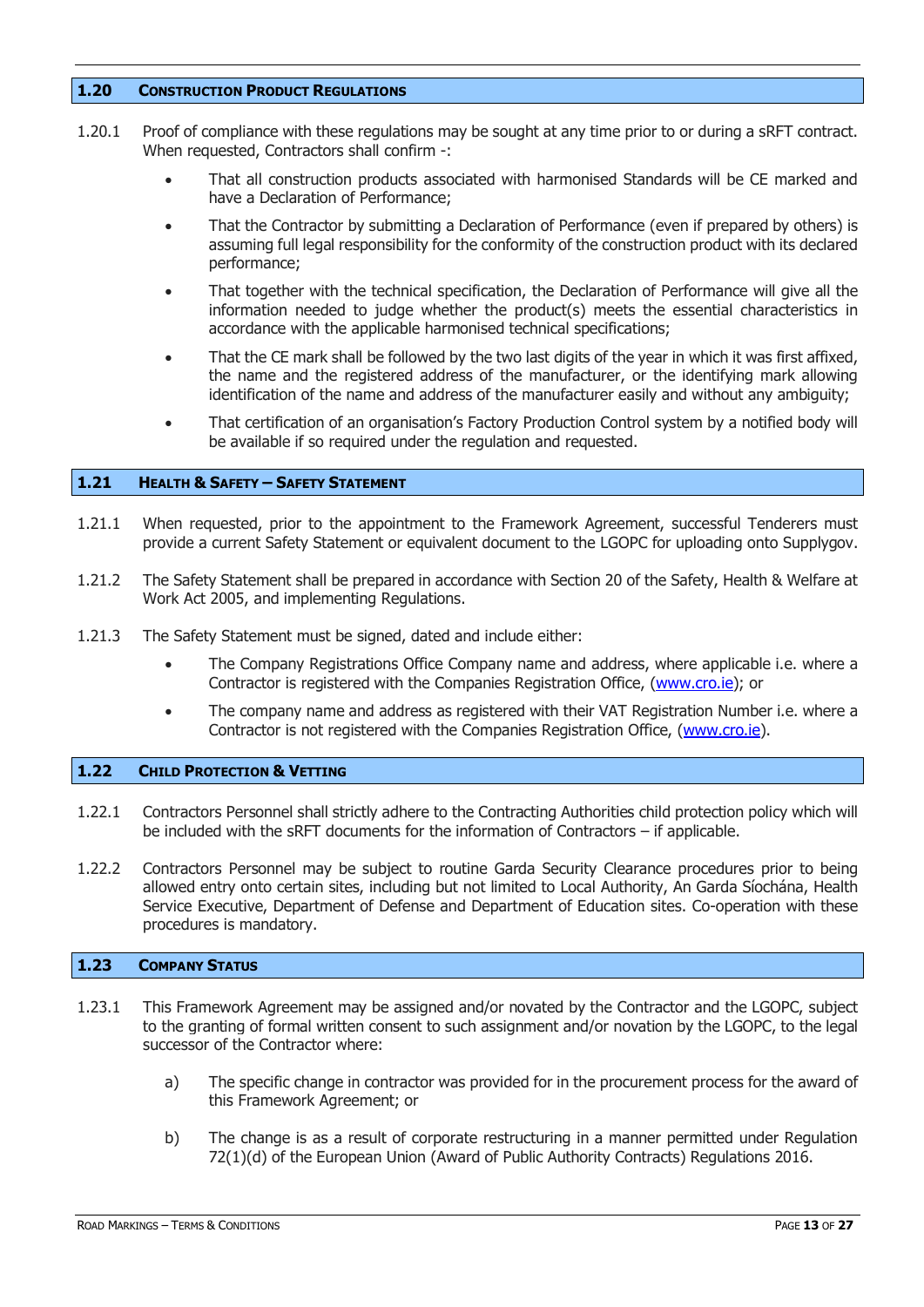## 1.20 Construction Product Regulations

1.20.1 Proof of compliance with these regulations may be sought at any time prior to or during a sRFT contract. When requested, Contractors shall confirm -:

- That all construction products associated with harmonised Standards will be CE marked and have a Declaration of Performance;
- That the Contractor by submitting a Declaration of Performance (even if prepared by others) is assuming full legal responsibility for the conformity of the construction product with its declared performance;
- That together with the technical specification, the Declaration of Performance will give all the information needed to judge whether the product(s) meets the essential characteristics in accordance with the applicable harmonised technical specifications;
- That the CE mark shall be followed by the two last digits of the year in which it was first affixed, the name and the registered address of the manufacturer, or the identifying mark allowing identification of the name and address of the manufacturer easily and without any ambiguity;
- That certification of an organisation's Factory Production Control system by a notified body will be available if so required under the regulation and requested.

## 1.21 Health & Safety – Safety Statement

1.21.1 When requested, prior to the appointment to the Framework Agreement, successful Tenderers must provide a current Safety Statement or equivalent document to the LGOPC for uploading onto Supplygov.

1.21.2 The Safety Statement shall be prepared in accordance with Section 20 of the Safety, Health & Welfare at Work Act 2005, and implementing Regulations.

1.21.3 The Safety Statement must be signed, dated and include either:

- The Company Registrations Office Company name and address, where applicable i.e. where a Contractor is registered with the Companies Registration Office, (www.cro.ie); or
- The company name and address as registered with their VAT Registration Number i.e. where a Contractor is not registered with the Companies Registration Office, (www.cro.ie).

## 1.22 Child Protection & Vetting

1.22.1 Contractors Personnel shall strictly adhere to the Contracting Authorities child protection policy which will be included with the sRFT documents for the information of Contractors – if applicable.

1.22.2 Contractors Personnel may be subject to routine Garda Security Clearance procedures prior to being allowed entry onto certain sites, including but not limited to Local Authority, An Garda Síochána, Health Service Executive, Department of Defense and Department of Education sites. Co-operation with these procedures is mandatory.

## 1.23 Company Status

1.23.1 This Framework Agreement may be assigned and/or novated by the Contractor and the LGOPC, subject to the granting of formal written consent to such assignment and/or novation by the LGOPC, to the legal successor of the Contractor where:

a) The specific change in contractor was provided for in the procurement process for the award of this Framework Agreement; or

b) The change is as a result of corporate restructuring in a manner permitted under Regulation 72(1)(d) of the European Union (Award of Public Authority Contracts) Regulations 2016.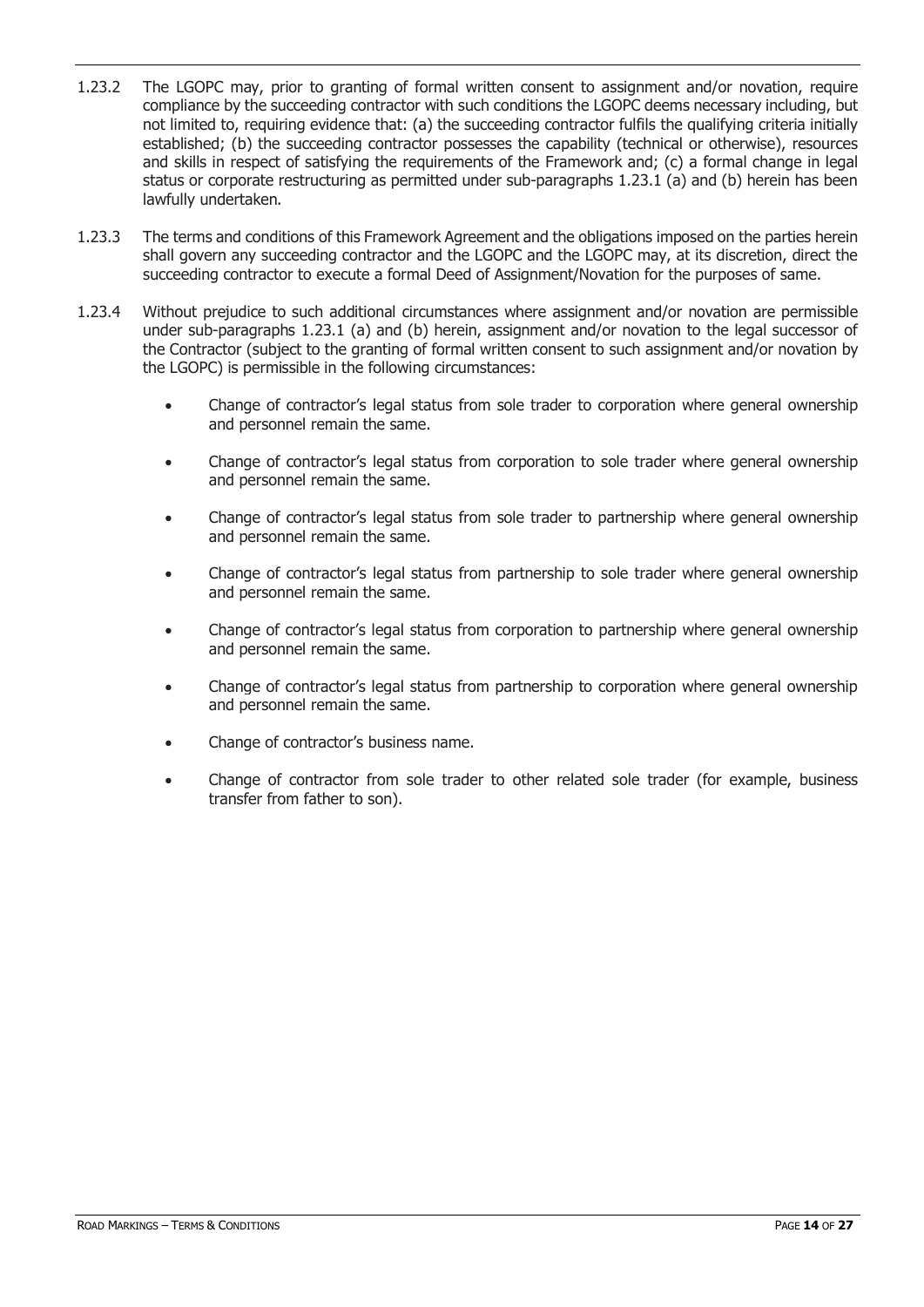1.23.2 The LGOPC may, prior to granting of formal written consent to assignment and/or novation, require compliance by the succeeding contractor with such conditions the LGOPC deems necessary including, but not limited to, requiring evidence that: (a) the succeeding contractor fulfils the qualifying criteria initially established; (b) the succeeding contractor possesses the capability (technical or otherwise), resources and skills in respect of satisfying the requirements of the Framework and; (c) a formal change in legal status or corporate restructuring as permitted under sub-paragraphs 1.23.1 (a) and (b) herein has been lawfully undertaken.

1.23.3 The terms and conditions of this Framework Agreement and the obligations imposed on the parties herein shall govern any succeeding contractor and the LGOPC and the LGOPC may, at its discretion, direct the succeeding contractor to execute a formal Deed of Assignment/Novation for the purposes of same.

1.23.4 Without prejudice to such additional circumstances where assignment and/or novation are permissible under sub-paragraphs 1.23.1 (a) and (b) herein, assignment and/or novation to the legal successor of the Contractor (subject to the granting of formal written consent to such assignment and/or novation by the LGOPC) is permissible in the following circumstances:

- Change of contractor's legal status from sole trader to corporation where general ownership and personnel remain the same.
- Change of contractor's legal status from corporation to sole trader where general ownership and personnel remain the same.
- Change of contractor's legal status from sole trader to partnership where general ownership and personnel remain the same.
- Change of contractor's legal status from partnership to sole trader where general ownership and personnel remain the same.
- Change of contractor's legal status from corporation to partnership where general ownership and personnel remain the same.
- Change of contractor's legal status from partnership to corporation where general ownership and personnel remain the same.
- Change of contractor's business name.
- Change of contractor from sole trader to other related sole trader (for example, business transfer from father to son).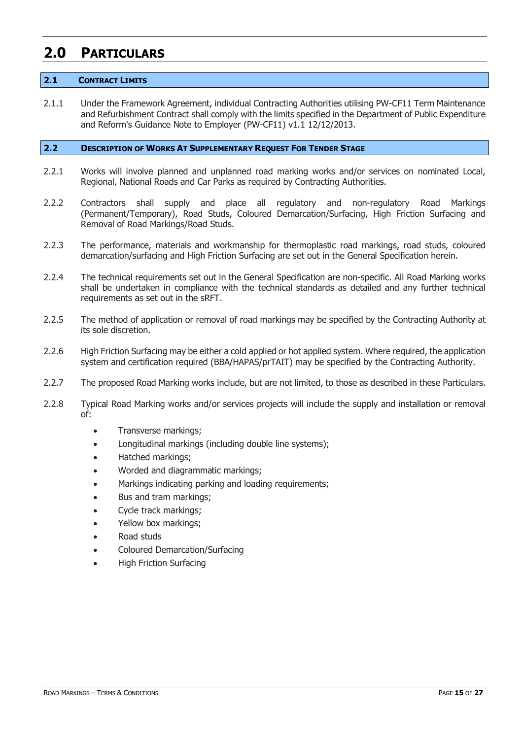# 2.0 PARTICULARS

## 2.1 CONTRACT LIMITS

2.1.1 Under the Framework Agreement, individual Contracting Authorities utilising PW-CF11 Term Maintenance and Refurbishment Contract shall comply with the limits specified in the Department of Public Expenditure and Reform's Guidance Note to Employer (PW-CF11) v1.1 12/12/2013.

## 2.2 DESCRIPTION OF WORKS AT SUPPLEMENTARY REQUEST FOR TENDER STAGE

2.2.1 Works will involve planned and unplanned road marking works and/or services on nominated Local, Regional, National Roads and Car Parks as required by Contracting Authorities.

2.2.2 Contractors shall supply and place all regulatory and non-regulatory Road Markings (Permanent/Temporary), Road Studs, Coloured Demarcation/Surfacing, High Friction Surfacing and Removal of Road Markings/Road Studs.

2.2.3 The performance, materials and workmanship for thermoplastic road markings, road studs, coloured demarcation/surfacing and High Friction Surfacing are set out in the General Specification herein.

2.2.4 The technical requirements set out in the General Specification are non-specific. All Road Marking works shall be undertaken in compliance with the technical standards as detailed and any further technical requirements as set out in the sRFT.

2.2.5 The method of application or removal of road markings may be specified by the Contracting Authority at its sole discretion.

2.2.6 High Friction Surfacing may be either a cold applied or hot applied system. Where required, the application system and certification required (BBA/HAPAS/prTAIT) may be specified by the Contracting Authority.

2.2.7 The proposed Road Marking works include, but are not limited, to those as described in these Particulars.

2.2.8 Typical Road Marking works and/or services projects will include the supply and installation or removal of:

- Transverse markings;
- Longitudinal markings (including double line systems);
- Hatched markings;
- Worded and diagrammatic markings;
- Markings indicating parking and loading requirements;
- Bus and tram markings;
- Cycle track markings;
- Yellow box markings;
- Road studs
- Coloured Demarcation/Surfacing
- High Friction Surfacing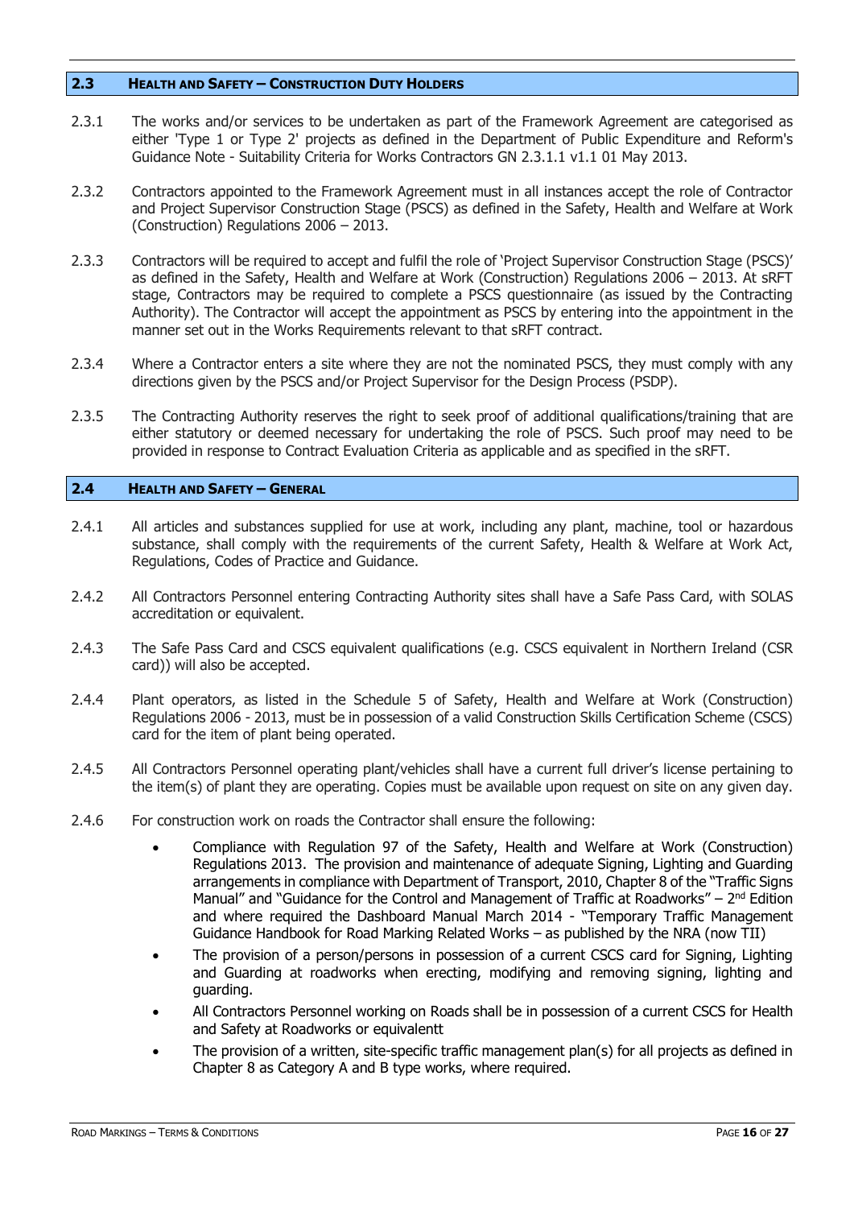## 2.3 HEALTH AND SAFETY – CONSTRUCTION DUTY HOLDERS

2.3.1 The works and/or services to be undertaken as part of the Framework Agreement are categorised as either 'Type 1 or Type 2' projects as defined in the Department of Public Expenditure and Reform's Guidance Note - Suitability Criteria for Works Contractors GN 2.3.1.1 v1.1 01 May 2013.

2.3.2 Contractors appointed to the Framework Agreement must in all instances accept the role of Contractor and Project Supervisor Construction Stage (PSCS) as defined in the Safety, Health and Welfare at Work (Construction) Regulations 2006 – 2013.

2.3.3 Contractors will be required to accept and fulfil the role of 'Project Supervisor Construction Stage (PSCS)' as defined in the Safety, Health and Welfare at Work (Construction) Regulations 2006 – 2013. At sRFT stage, Contractors may be required to complete a PSCS questionnaire (as issued by the Contracting Authority). The Contractor will accept the appointment as PSCS by entering into the appointment in the manner set out in the Works Requirements relevant to that sRFT contract.

2.3.4 Where a Contractor enters a site where they are not the nominated PSCS, they must comply with any directions given by the PSCS and/or Project Supervisor for the Design Process (PSDP).

2.3.5 The Contracting Authority reserves the right to seek proof of additional qualifications/training that are either statutory or deemed necessary for undertaking the role of PSCS. Such proof may need to be provided in response to Contract Evaluation Criteria as applicable and as specified in the sRFT.

## 2.4 HEALTH AND SAFETY – GENERAL

2.4.1 All articles and substances supplied for use at work, including any plant, machine, tool or hazardous substance, shall comply with the requirements of the current Safety, Health & Welfare at Work Act, Regulations, Codes of Practice and Guidance.

2.4.2 All Contractors Personnel entering Contracting Authority sites shall have a Safe Pass Card, with SOLAS accreditation or equivalent.

2.4.3 The Safe Pass Card and CSCS equivalent qualifications (e.g. CSCS equivalent in Northern Ireland (CSR card)) will also be accepted.

2.4.4 Plant operators, as listed in the Schedule 5 of Safety, Health and Welfare at Work (Construction) Regulations 2006 - 2013, must be in possession of a valid Construction Skills Certification Scheme (CSCS) card for the item of plant being operated.

2.4.5 All Contractors Personnel operating plant/vehicles shall have a current full driver's license pertaining to the item(s) of plant they are operating. Copies must be available upon request on site on any given day.

2.4.6 For construction work on roads the Contractor shall ensure the following:

- Compliance with Regulation 97 of the Safety, Health and Welfare at Work (Construction) Regulations 2013. The provision and maintenance of adequate Signing, Lighting and Guarding arrangements in compliance with Department of Transport, 2010, Chapter 8 of the "Traffic Signs Manual" and "Guidance for the Control and Management of Traffic at Roadworks" – 2nd Edition and where required the Dashboard Manual March 2014 - "Temporary Traffic Management Guidance Handbook for Road Marking Related Works – as published by the NRA (now TII)
- The provision of a person/persons in possession of a current CSCS card for Signing, Lighting and Guarding at roadworks when erecting, modifying and removing signing, lighting and guarding.
- All Contractors Personnel working on Roads shall be in possession of a current CSCS for Health and Safety at Roadworks or equivalentt
- The provision of a written, site-specific traffic management plan(s) for all projects as defined in Chapter 8 as Category A and B type works, where required.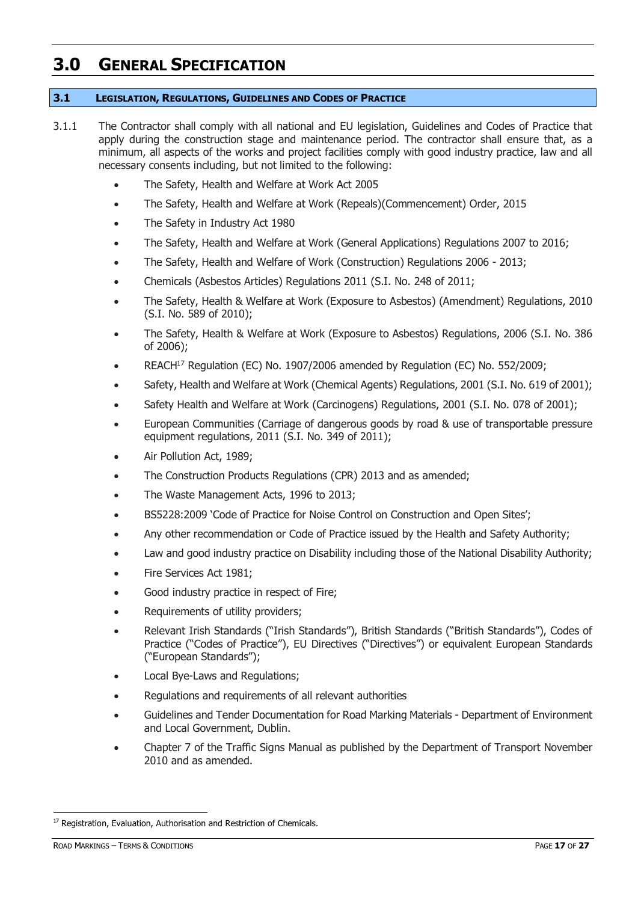# 3.0 General Specification

## 3.1 Legislation, Regulations, Guidelines and Codes of Practice

3.1.1 The Contractor shall comply with all national and EU legislation, Guidelines and Codes of Practice that apply during the construction stage and maintenance period. The contractor shall ensure that, as a minimum, all aspects of the works and project facilities comply with good industry practice, law and all necessary consents including, but not limited to the following:

- The Safety, Health and Welfare at Work Act 2005
- The Safety, Health and Welfare at Work (Repeals)(Commencement) Order, 2015
- The Safety in Industry Act 1980
- The Safety, Health and Welfare at Work (General Applications) Regulations 2007 to 2016;
- The Safety, Health and Welfare of Work (Construction) Regulations 2006 - 2013;
- Chemicals (Asbestos Articles) Regulations 2011 (S.I. No. 248 of 2011;
- The Safety, Health & Welfare at Work (Exposure to Asbestos) (Amendment) Regulations, 2010 (S.I. No. 589 of 2010);
- The Safety, Health & Welfare at Work (Exposure to Asbestos) Regulations, 2006 (S.I. No. 386 of 2006);
- REACH[17] Regulation (EC) No. 1907/2006 amended by Regulation (EC) No. 552/2009;
- Safety, Health and Welfare at Work (Chemical Agents) Regulations, 2001 (S.I. No. 619 of 2001);
- Safety Health and Welfare at Work (Carcinogens) Regulations, 2001 (S.I. No. 078 of 2001);
- European Communities (Carriage of dangerous goods by road & use of transportable pressure equipment regulations, 2011 (S.I. No. 349 of 2011);
- Air Pollution Act, 1989;
- The Construction Products Regulations (CPR) 2013 and as amended;
- The Waste Management Acts, 1996 to 2013;
- BS5228:2009 'Code of Practice for Noise Control on Construction and Open Sites';
- Any other recommendation or Code of Practice issued by the Health and Safety Authority;
- Law and good industry practice on Disability including those of the National Disability Authority;
- Fire Services Act 1981;
- Good industry practice in respect of Fire;
- Requirements of utility providers;
- Relevant Irish Standards ("Irish Standards"), British Standards ("British Standards"), Codes of Practice ("Codes of Practice"), EU Directives ("Directives") or equivalent European Standards ("European Standards");
- Local Bye-Laws and Regulations;
- Regulations and requirements of all relevant authorities
- Guidelines and Tender Documentation for Road Marking Materials - Department of Environment and Local Government, Dublin.
- Chapter 7 of the Traffic Signs Manual as published by the Department of Transport November 2010 and as amended.

---

[17] Registration, Evaluation, Authorisation and Restriction of Chemicals.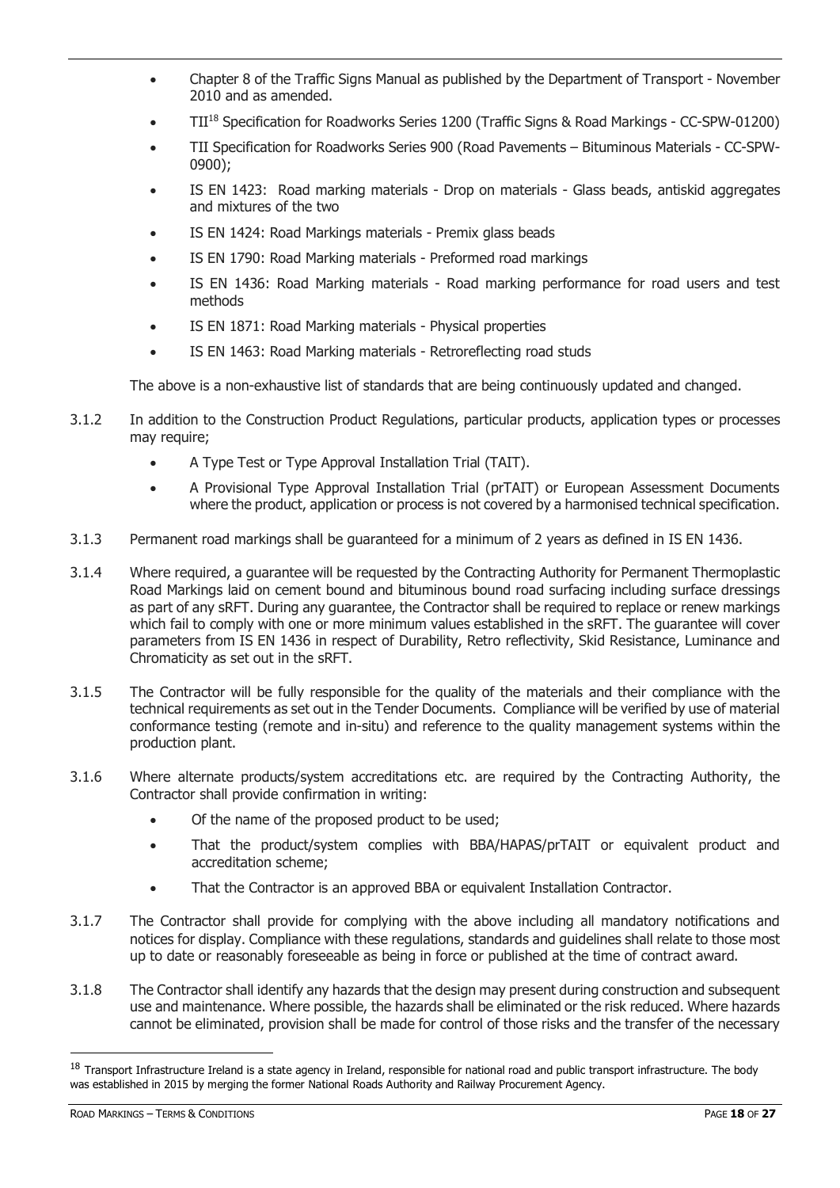- Chapter 8 of the Traffic Signs Manual as published by the Department of Transport - November 2010 and as amended.
- TII[18] Specification for Roadworks Series 1200 (Traffic Signs & Road Markings - CC-SPW-01200)
- TII Specification for Roadworks Series 900 (Road Pavements – Bituminous Materials - CC-SPW-0900);
- IS EN 1423: Road marking materials - Drop on materials - Glass beads, antiskid aggregates and mixtures of the two
- IS EN 1424: Road Markings materials - Premix glass beads
- IS EN 1790: Road Marking materials - Preformed road markings
- IS EN 1436: Road Marking materials - Road marking performance for road users and test methods
- IS EN 1871: Road Marking materials - Physical properties
- IS EN 1463: Road Marking materials - Retroreflecting road studs

The above is a non-exhaustive list of standards that are being continuously updated and changed.

3.1.2 In addition to the Construction Product Regulations, particular products, application types or processes may require;

- A Type Test or Type Approval Installation Trial (TAIT).
- A Provisional Type Approval Installation Trial (prTAIT) or European Assessment Documents where the product, application or process is not covered by a harmonised technical specification.

3.1.3 Permanent road markings shall be guaranteed for a minimum of 2 years as defined in IS EN 1436.

3.1.4 Where required, a guarantee will be requested by the Contracting Authority for Permanent Thermoplastic Road Markings laid on cement bound and bituminous bound road surfacing including surface dressings as part of any sRFT. During any guarantee, the Contractor shall be required to replace or renew markings which fail to comply with one or more minimum values established in the sRFT. The guarantee will cover parameters from IS EN 1436 in respect of Durability, Retro reflectivity, Skid Resistance, Luminance and Chromaticity as set out in the sRFT.

3.1.5 The Contractor will be fully responsible for the quality of the materials and their compliance with the technical requirements as set out in the Tender Documents. Compliance will be verified by use of material conformance testing (remote and in-situ) and reference to the quality management systems within the production plant.

3.1.6 Where alternate products/system accreditations etc. are required by the Contracting Authority, the Contractor shall provide confirmation in writing:

- Of the name of the proposed product to be used;
- That the product/system complies with BBA/HAPAS/prTAIT or equivalent product and accreditation scheme;
- That the Contractor is an approved BBA or equivalent Installation Contractor.

3.1.7 The Contractor shall provide for complying with the above including all mandatory notifications and notices for display. Compliance with these regulations, standards and guidelines shall relate to those most up to date or reasonably foreseeable as being in force or published at the time of contract award.

3.1.8 The Contractor shall identify any hazards that the design may present during construction and subsequent use and maintenance. Where possible, the hazards shall be eliminated or the risk reduced. Where hazards cannot be eliminated, provision shall be made for control of those risks and the transfer of the necessary

---

[18] Transport Infrastructure Ireland is a state agency in Ireland, responsible for national road and public transport infrastructure. The body was established in 2015 by merging the former National Roads Authority and Railway Procurement Agency.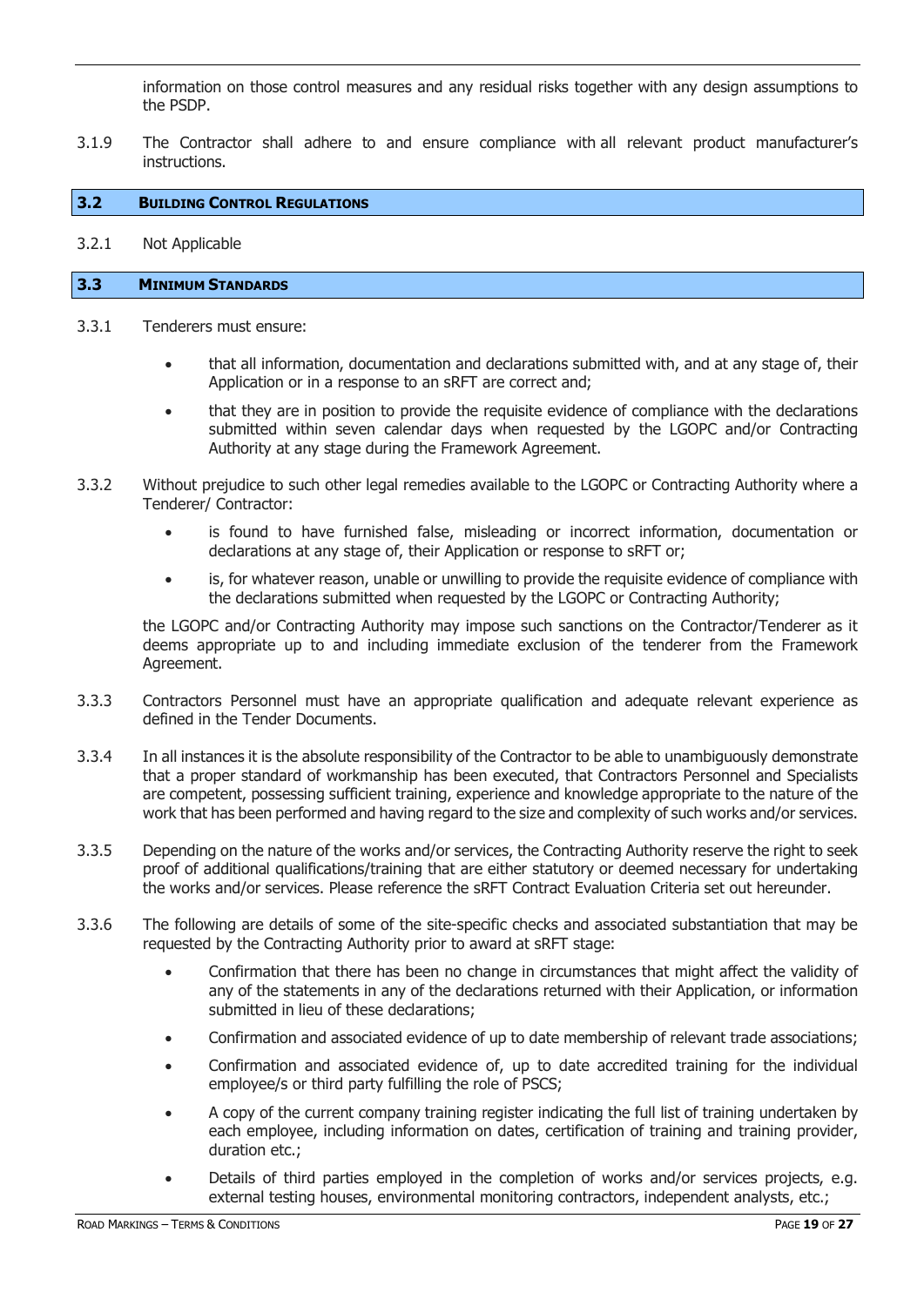information on those control measures and any residual risks together with any design assumptions to the PSDP.

3.1.9 The Contractor shall adhere to and ensure compliance with all relevant product manufacturer's instructions.

## 3.2 BUILDING CONTROL REGULATIONS

3.2.1 Not Applicable

## 3.3 MINIMUM STANDARDS

3.3.1 Tenderers must ensure:

- that all information, documentation and declarations submitted with, and at any stage of, their Application or in a response to an sRFT are correct and;
- that they are in position to provide the requisite evidence of compliance with the declarations submitted within seven calendar days when requested by the LGOPC and/or Contracting Authority at any stage during the Framework Agreement.

3.3.2 Without prejudice to such other legal remedies available to the LGOPC or Contracting Authority where a Tenderer/ Contractor:

- is found to have furnished false, misleading or incorrect information, documentation or declarations at any stage of, their Application or response to sRFT or;
- is, for whatever reason, unable or unwilling to provide the requisite evidence of compliance with the declarations submitted when requested by the LGOPC or Contracting Authority;

the LGOPC and/or Contracting Authority may impose such sanctions on the Contractor/Tenderer as it deems appropriate up to and including immediate exclusion of the tenderer from the Framework Agreement.

3.3.3 Contractors Personnel must have an appropriate qualification and adequate relevant experience as defined in the Tender Documents.

3.3.4 In all instances it is the absolute responsibility of the Contractor to be able to unambiguously demonstrate that a proper standard of workmanship has been executed, that Contractors Personnel and Specialists are competent, possessing sufficient training, experience and knowledge appropriate to the nature of the work that has been performed and having regard to the size and complexity of such works and/or services.

3.3.5 Depending on the nature of the works and/or services, the Contracting Authority reserve the right to seek proof of additional qualifications/training that are either statutory or deemed necessary for undertaking the works and/or services. Please reference the sRFT Contract Evaluation Criteria set out hereunder.

3.3.6 The following are details of some of the site-specific checks and associated substantiation that may be requested by the Contracting Authority prior to award at sRFT stage:

- Confirmation that there has been no change in circumstances that might affect the validity of any of the statements in any of the declarations returned with their Application, or information submitted in lieu of these declarations;
- Confirmation and associated evidence of up to date membership of relevant trade associations;
- Confirmation and associated evidence of, up to date accredited training for the individual employee/s or third party fulfilling the role of PSCS;
- A copy of the current company training register indicating the full list of training undertaken by each employee, including information on dates, certification of training and training provider, duration etc.;
- Details of third parties employed in the completion of works and/or services projects, e.g. external testing houses, environmental monitoring contractors, independent analysts, etc.;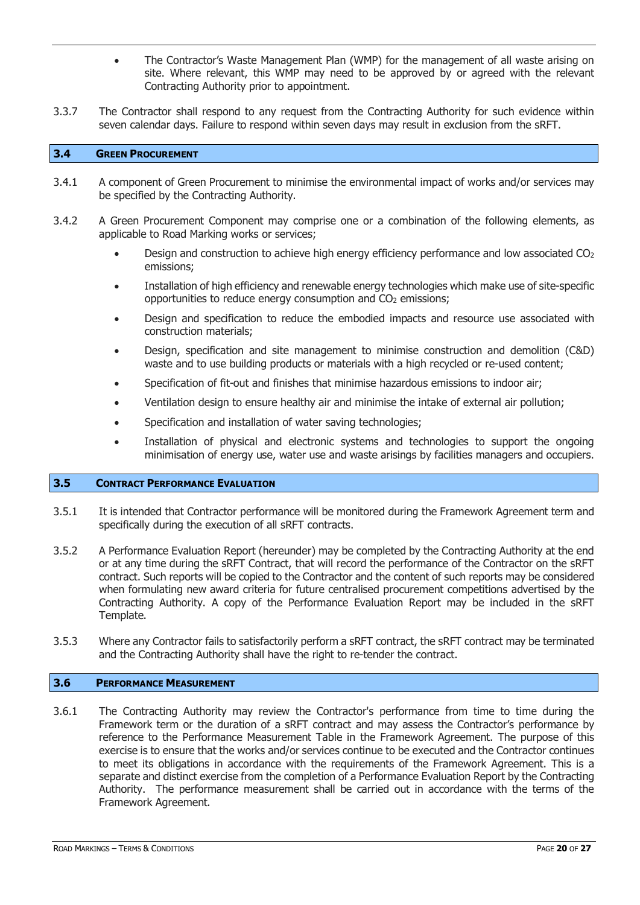- The Contractor's Waste Management Plan (WMP) for the management of all waste arising on site. Where relevant, this WMP may need to be approved by or agreed with the relevant Contracting Authority prior to appointment.

3.3.7 The Contractor shall respond to any request from the Contracting Authority for such evidence within seven calendar days. Failure to respond within seven days may result in exclusion from the sRFT.

## 3.4 Green Procurement

3.4.1 A component of Green Procurement to minimise the environmental impact of works and/or services may be specified by the Contracting Authority.

3.4.2 A Green Procurement Component may comprise one or a combination of the following elements, as applicable to Road Marking works or services;

- Design and construction to achieve high energy efficiency performance and low associated $CO_2$ emissions;
- Installation of high efficiency and renewable energy technologies which make use of site-specific opportunities to reduce energy consumption and $CO_2$ emissions;
- Design and specification to reduce the embodied impacts and resource use associated with construction materials;
- Design, specification and site management to minimise construction and demolition (C&D) waste and to use building products or materials with a high recycled or re-used content;
- Specification of fit-out and finishes that minimise hazardous emissions to indoor air;
- Ventilation design to ensure healthy air and minimise the intake of external air pollution;
- Specification and installation of water saving technologies;
- Installation of physical and electronic systems and technologies to support the ongoing minimisation of energy use, water use and waste arisings by facilities managers and occupiers.

## 3.5 Contract Performance Evaluation

3.5.1 It is intended that Contractor performance will be monitored during the Framework Agreement term and specifically during the execution of all sRFT contracts.

3.5.2 A Performance Evaluation Report (hereunder) may be completed by the Contracting Authority at the end or at any time during the sRFT Contract, that will record the performance of the Contractor on the sRFT contract. Such reports will be copied to the Contractor and the content of such reports may be considered when formulating new award criteria for future centralised procurement competitions advertised by the Contracting Authority. A copy of the Performance Evaluation Report may be included in the sRFT Template.

3.5.3 Where any Contractor fails to satisfactorily perform a sRFT contract, the sRFT contract may be terminated and the Contracting Authority shall have the right to re-tender the contract.

## 3.6 Performance Measurement

3.6.1 The Contracting Authority may review the Contractor's performance from time to time during the Framework term or the duration of a sRFT contract and may assess the Contractor's performance by reference to the Performance Measurement Table in the Framework Agreement. The purpose of this exercise is to ensure that the works and/or services continue to be executed and the Contractor continues to meet its obligations in accordance with the requirements of the Framework Agreement. This is a separate and distinct exercise from the completion of a Performance Evaluation Report by the Contracting Authority. The performance measurement shall be carried out in accordance with the terms of the Framework Agreement.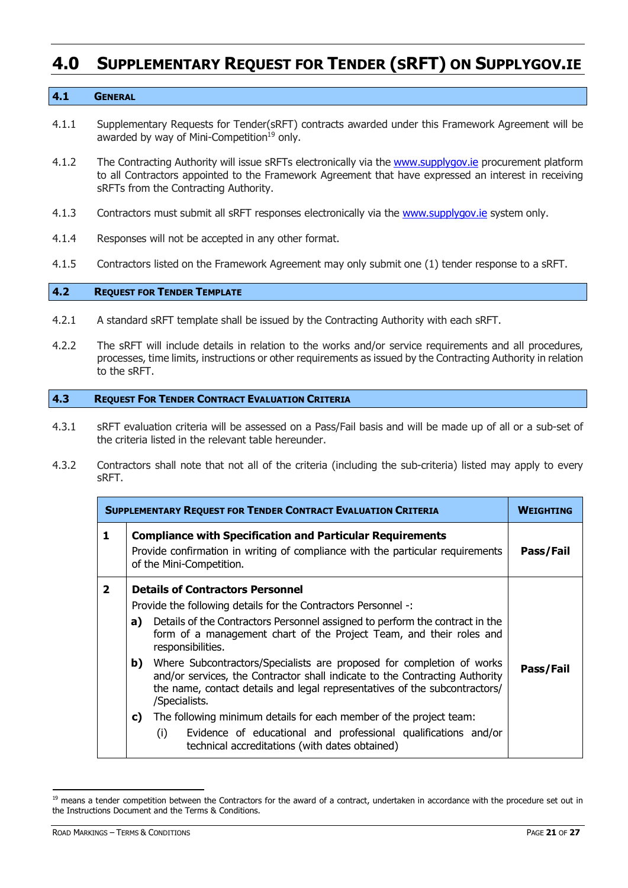# 4.0 Supplementary Request for Tender (sRFT) on Supplygov.ie

## 4.1 General

4.1.1 Supplementary Requests for Tender(sRFT) contracts awarded under this Framework Agreement will be awarded by way of Mini-Competition[19] only.

4.1.2 The Contracting Authority will issue sRFTs electronically via the www.supplygov.ie procurement platform to all Contractors appointed to the Framework Agreement that have expressed an interest in receiving sRFTs from the Contracting Authority.

4.1.3 Contractors must submit all sRFT responses electronically via the www.supplygov.ie system only.

4.1.4 Responses will not be accepted in any other format.

4.1.5 Contractors listed on the Framework Agreement may only submit one (1) tender response to a sRFT.

## 4.2 Request for Tender Template

4.2.1 A standard sRFT template shall be issued by the Contracting Authority with each sRFT.

4.2.2 The sRFT will include details in relation to the works and/or service requirements and all procedures, processes, time limits, instructions or other requirements as issued by the Contracting Authority in relation to the sRFT.

## 4.3 Request For Tender Contract Evaluation Criteria

4.3.1 sRFT evaluation criteria will be assessed on a Pass/Fail basis and will be made up of all or a sub-set of the criteria listed in the relevant table hereunder.

4.3.2 Contractors shall note that not all of the criteria (including the sub-criteria) listed may apply to every sRFT.

| | Supplementary Request for Tender Contract Evaluation Criteria | Weighting |
|---|---|---|
| **1** | **Compliance with Specification and Particular Requirements**<br>Provide confirmation in writing of compliance with the particular requirements of the Mini-Competition. | **Pass/Fail** |
| **2** | **Details of Contractors Personnel**<br>Provide the following details for the Contractors Personnel -:<br>**a)** Details of the Contractors Personnel assigned to perform the contract in the form of a management chart of the Project Team, and their roles and responsibilities.<br>**b)** Where Subcontractors/Specialists are proposed for completion of works and/or services, the Contractor shall indicate to the Contracting Authority the name, contact details and legal representatives of the subcontractors/ /Specialists.<br>**c)** The following minimum details for each member of the project team:<br>(i) Evidence of educational and professional qualifications and/or technical accreditations (with dates obtained) | **Pass/Fail** |

[19] means a tender competition between the Contractors for the award of a contract, undertaken in accordance with the procedure set out in the Instructions Document and the Terms & Conditions.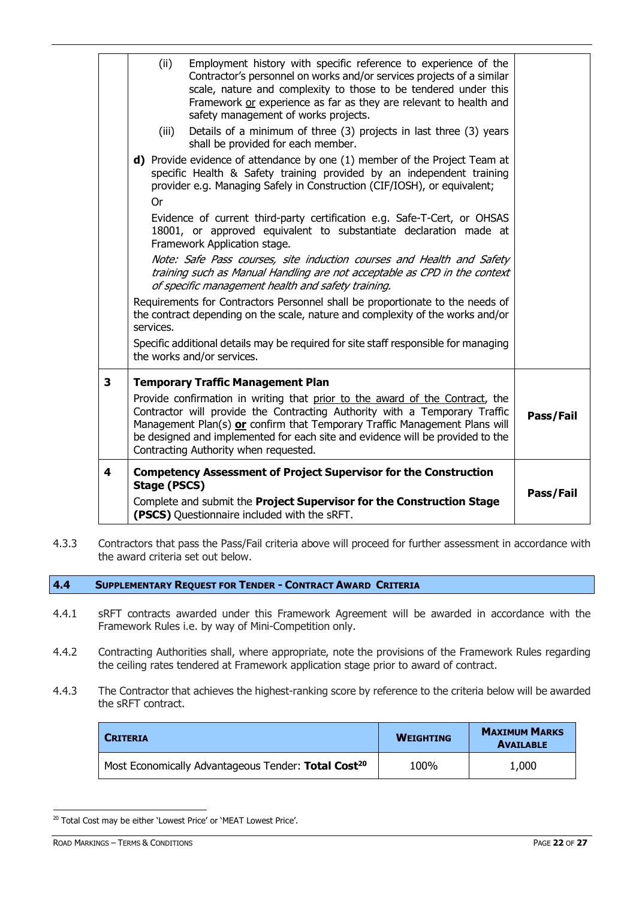| | | |
|---|---|---|
| | (ii) Employment history with specific reference to experience of the Contractor's personnel on works and/or services projects of a similar scale, nature and complexity to those to be tendered under this Framework <u>or</u> experience as far as they are relevant to health and safety management of works projects.<br><br>(iii) Details of a minimum of three (3) projects in last three (3) years shall be provided for each member.<br><br>**d)** Provide evidence of attendance by one (1) member of the Project Team at specific Health & Safety training provided by an independent training provider e.g. Managing Safely in Construction (CIF/IOSH), or equivalent;<br><br>Or<br><br>Evidence of current third-party certification e.g. Safe-T-Cert, or OHSAS 18001, or approved equivalent to substantiate declaration made at Framework Application stage.<br><br>*Note: Safe Pass courses, site induction courses and Health and Safety training such as Manual Handling are not acceptable as CPD in the context of specific management health and safety training.*<br><br>Requirements for Contractors Personnel shall be proportionate to the needs of the contract depending on the scale, nature and complexity of the works and/or services.<br><br>Specific additional details may be required for site staff responsible for managing the works and/or services. | |
| **3** | **Temporary Traffic Management Plan**<br><br>Provide confirmation in writing that <u>prior to the award of the Contract</u>, the Contractor will provide the Contracting Authority with a Temporary Traffic Management Plan(s) **<u>or</u>** confirm that Temporary Traffic Management Plans will be designed and implemented for each site and evidence will be provided to the Contracting Authority when requested. | **Pass/Fail** |
| **4** | **Competency Assessment of Project Supervisor for the Construction Stage (PSCS)**<br><br>Complete and submit the **Project Supervisor for the Construction Stage (PSCS)** Questionnaire included with the sRFT. | **Pass/Fail** |

4.3.3 Contractors that pass the Pass/Fail criteria above will proceed for further assessment in accordance with the award criteria set out below.

## 4.4 SUPPLEMENTARY REQUEST FOR TENDER - CONTRACT AWARD CRITERIA

4.4.1 sRFT contracts awarded under this Framework Agreement will be awarded in accordance with the Framework Rules i.e. by way of Mini-Competition only.

4.4.2 Contracting Authorities shall, where appropriate, note the provisions of the Framework Rules regarding the ceiling rates tendered at Framework application stage prior to award of contract.

4.4.3 The Contractor that achieves the highest-ranking score by reference to the criteria below will be awarded the sRFT contract.

| CRITERIA | WEIGHTING | MAXIMUM MARKS AVAILABLE |
|---|---|---|
| Most Economically Advantageous Tender: **Total Cost**[20] | 100% | 1,000 |

[20] Total Cost may be either 'Lowest Price' or 'MEAT Lowest Price'.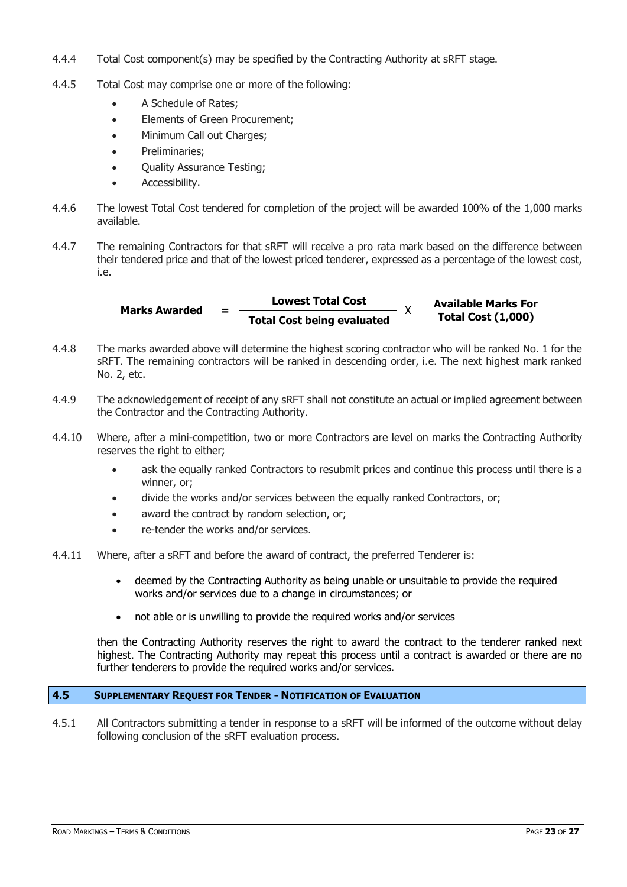4.4.4 Total Cost component(s) may be specified by the Contracting Authority at sRFT stage.

4.4.5 Total Cost may comprise one or more of the following:

- A Schedule of Rates;
- Elements of Green Procurement;
- Minimum Call out Charges;
- Preliminaries;
- Quality Assurance Testing;
- Accessibility.

4.4.6 The lowest Total Cost tendered for completion of the project will be awarded 100% of the 1,000 marks available.

4.4.7 The remaining Contractors for that sRFT will receive a pro rata mark based on the difference between their tendered price and that of the lowest priced tenderer, expressed as a percentage of the lowest cost, i.e.

$$\textbf{Marks Awarded} = \frac{\textbf{Lowest Total Cost}}{\textbf{Total Cost being evaluated}} \times \textbf{Available Marks For Total Cost (1,000)}$$

4.4.8 The marks awarded above will determine the highest scoring contractor who will be ranked No. 1 for the sRFT. The remaining contractors will be ranked in descending order, i.e. The next highest mark ranked No. 2, etc.

4.4.9 The acknowledgement of receipt of any sRFT shall not constitute an actual or implied agreement between the Contractor and the Contracting Authority.

4.4.10 Where, after a mini-competition, two or more Contractors are level on marks the Contracting Authority reserves the right to either;

- ask the equally ranked Contractors to resubmit prices and continue this process until there is a winner, or;
- divide the works and/or services between the equally ranked Contractors, or;
- award the contract by random selection, or;
- re-tender the works and/or services.

4.4.11 Where, after a sRFT and before the award of contract, the preferred Tenderer is:

- deemed by the Contracting Authority as being unable or unsuitable to provide the required works and/or services due to a change in circumstances; or
- not able or is unwilling to provide the required works and/or services

then the Contracting Authority reserves the right to award the contract to the tenderer ranked next highest. The Contracting Authority may repeat this process until a contract is awarded or there are no further tenderers to provide the required works and/or services.

## 4.5 Supplementary Request for Tender - Notification of Evaluation

4.5.1 All Contractors submitting a tender in response to a sRFT will be informed of the outcome without delay following conclusion of the sRFT evaluation process.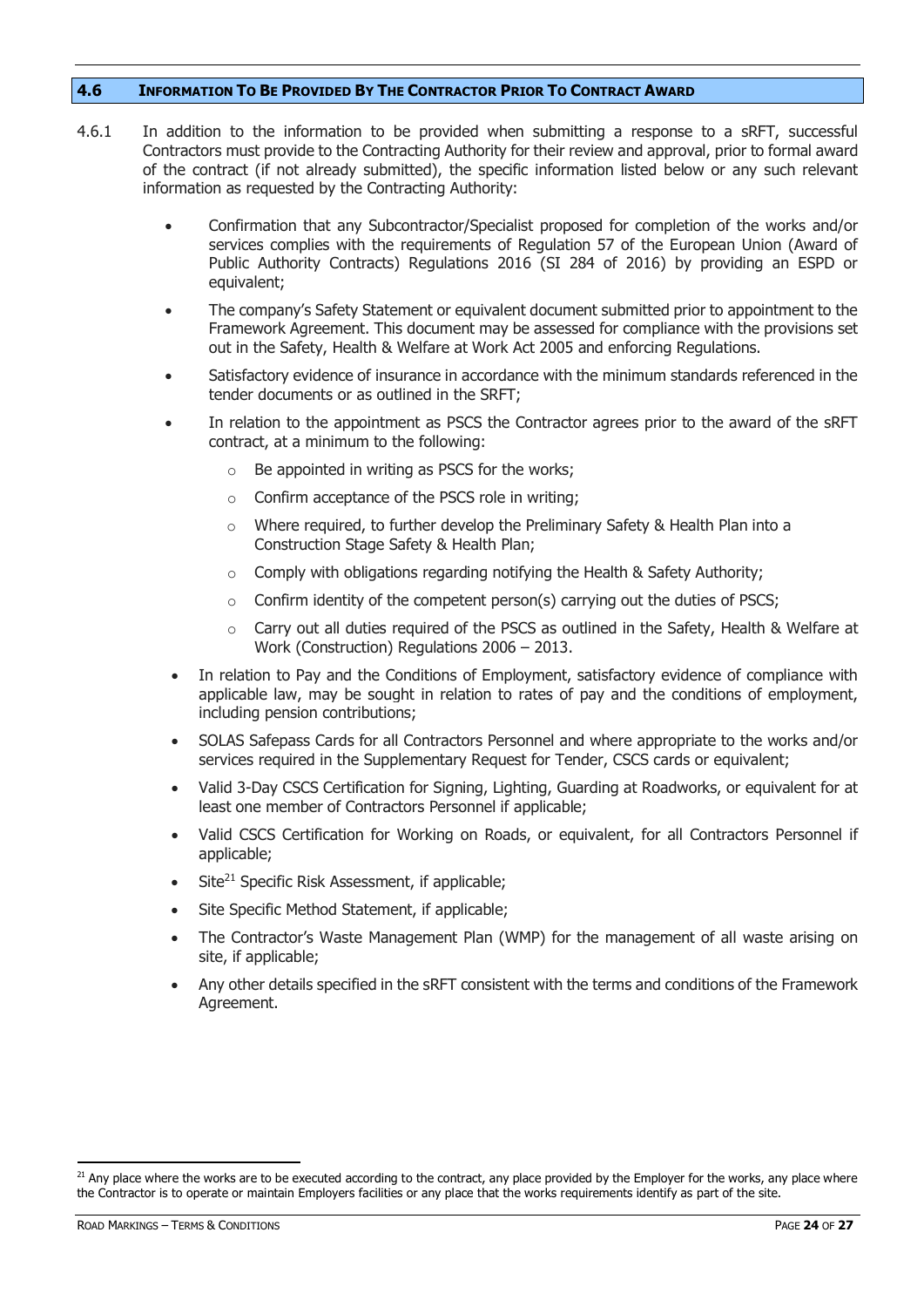## 4.6 INFORMATION TO BE PROVIDED BY THE CONTRACTOR PRIOR TO CONTRACT AWARD

4.6.1 In addition to the information to be provided when submitting a response to a sRFT, successful Contractors must provide to the Contracting Authority for their review and approval, prior to formal award of the contract (if not already submitted), the specific information listed below or any such relevant information as requested by the Contracting Authority:

- Confirmation that any Subcontractor/Specialist proposed for completion of the works and/or services complies with the requirements of Regulation 57 of the European Union (Award of Public Authority Contracts) Regulations 2016 (SI 284 of 2016) by providing an ESPD or equivalent;
- The company's Safety Statement or equivalent document submitted prior to appointment to the Framework Agreement. This document may be assessed for compliance with the provisions set out in the Safety, Health & Welfare at Work Act 2005 and enforcing Regulations.
- Satisfactory evidence of insurance in accordance with the minimum standards referenced in the tender documents or as outlined in the SRFT;
- In relation to the appointment as PSCS the Contractor agrees prior to the award of the sRFT contract, at a minimum to the following:
  - Be appointed in writing as PSCS for the works;
  - Confirm acceptance of the PSCS role in writing;
  - Where required, to further develop the Preliminary Safety & Health Plan into a Construction Stage Safety & Health Plan;
  - Comply with obligations regarding notifying the Health & Safety Authority;
  - Confirm identity of the competent person(s) carrying out the duties of PSCS;
  - Carry out all duties required of the PSCS as outlined in the Safety, Health & Welfare at Work (Construction) Regulations 2006 – 2013.
- In relation to Pay and the Conditions of Employment, satisfactory evidence of compliance with applicable law, may be sought in relation to rates of pay and the conditions of employment, including pension contributions;
- SOLAS Safepass Cards for all Contractors Personnel and where appropriate to the works and/or services required in the Supplementary Request for Tender, CSCS cards or equivalent;
- Valid 3-Day CSCS Certification for Signing, Lighting, Guarding at Roadworks, or equivalent for at least one member of Contractors Personnel if applicable;
- Valid CSCS Certification for Working on Roads, or equivalent, for all Contractors Personnel if applicable;
- Site[21] Specific Risk Assessment, if applicable;
- Site Specific Method Statement, if applicable;
- The Contractor's Waste Management Plan (WMP) for the management of all waste arising on site, if applicable;
- Any other details specified in the sRFT consistent with the terms and conditions of the Framework Agreement.

[21] Any place where the works are to be executed according to the contract, any place provided by the Employer for the works, any place where the Contractor is to operate or maintain Employers facilities or any place that the works requirements identify as part of the site.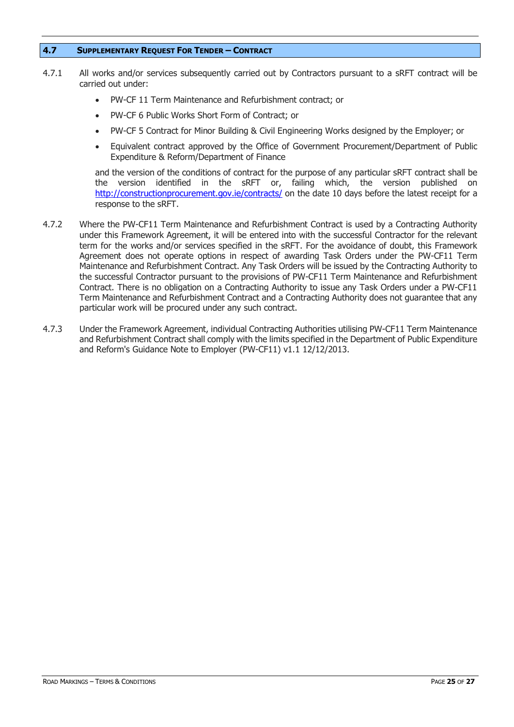## 4.7 Supplementary Request For Tender – Contract

4.7.1 All works and/or services subsequently carried out by Contractors pursuant to a sRFT contract will be carried out under:

- PW-CF 11 Term Maintenance and Refurbishment contract; or
- PW-CF 6 Public Works Short Form of Contract; or
- PW-CF 5 Contract for Minor Building & Civil Engineering Works designed by the Employer; or
- Equivalent contract approved by the Office of Government Procurement/Department of Public Expenditure & Reform/Department of Finance

and the version of the conditions of contract for the purpose of any particular sRFT contract shall be the version identified in the sRFT or, failing which, the version published on http://constructionprocurement.gov.ie/contracts/ on the date 10 days before the latest receipt for a response to the sRFT.

4.7.2 Where the PW-CF11 Term Maintenance and Refurbishment Contract is used by a Contracting Authority under this Framework Agreement, it will be entered into with the successful Contractor for the relevant term for the works and/or services specified in the sRFT. For the avoidance of doubt, this Framework Agreement does not operate options in respect of awarding Task Orders under the PW-CF11 Term Maintenance and Refurbishment Contract. Any Task Orders will be issued by the Contracting Authority to the successful Contractor pursuant to the provisions of PW-CF11 Term Maintenance and Refurbishment Contract. There is no obligation on a Contracting Authority to issue any Task Orders under a PW-CF11 Term Maintenance and Refurbishment Contract and a Contracting Authority does not guarantee that any particular work will be procured under any such contract.

4.7.3 Under the Framework Agreement, individual Contracting Authorities utilising PW-CF11 Term Maintenance and Refurbishment Contract shall comply with the limits specified in the Department of Public Expenditure and Reform's Guidance Note to Employer (PW-CF11) v1.1 12/12/2013.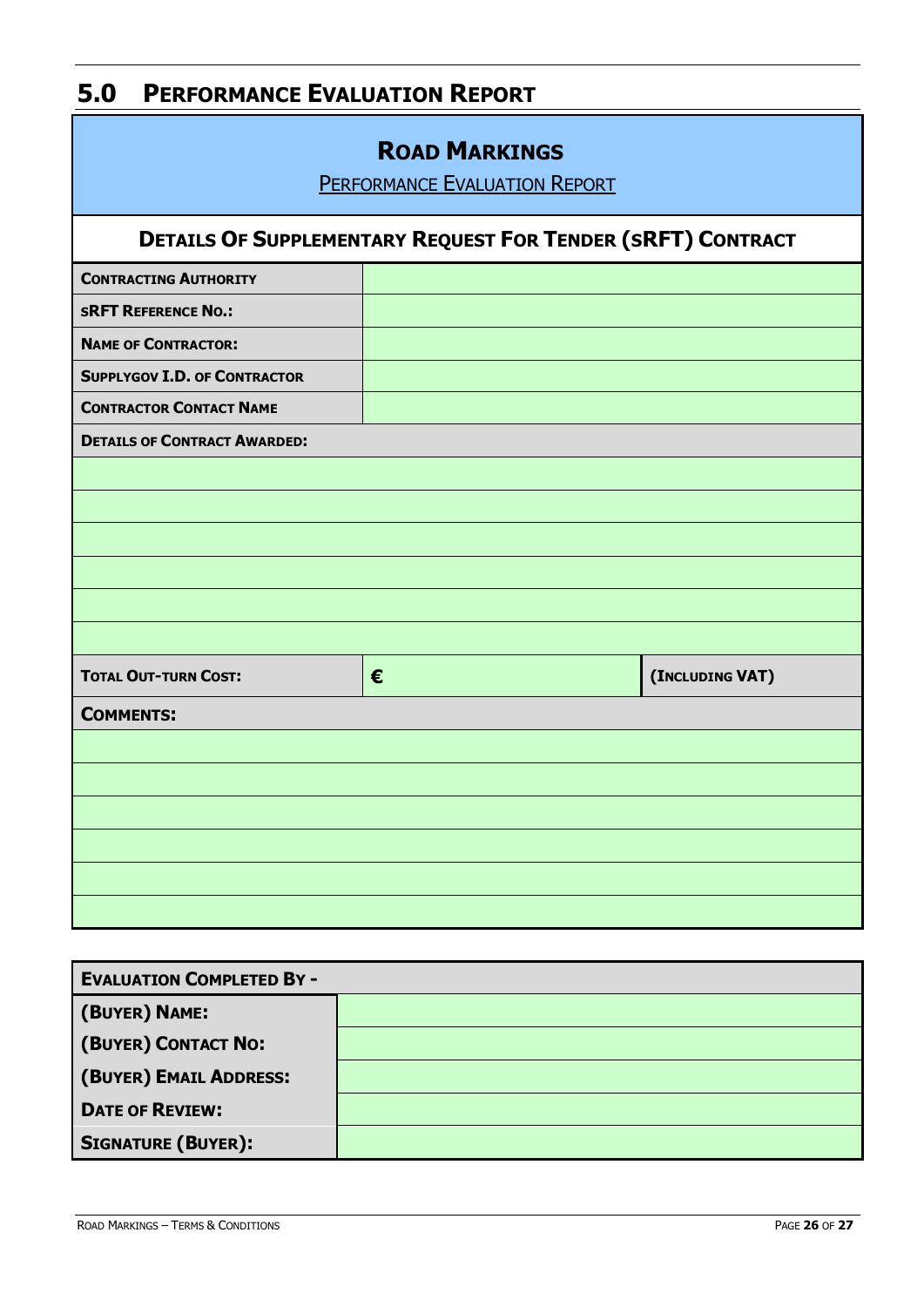## 5.0 Performance Evaluation Report

### Road Markings

Performance Evaluation Report

| **Details Of Supplementary Request For Tender (sRFT) Contract** | | |
|---|---|---|
| **Contracting Authority** | | |
| **sRFT Reference No.:** | | |
| **Name of Contractor:** | | |
| **SupplyGov I.D. of Contractor** | | |
| **Contractor Contact Name** | | |
| **Details of Contract Awarded:** | | |
| | | |
| | | |
| | | |
| | | |
| | | |
| | | |
| **Total Out-turn Cost:** | **€** | **(Including VAT)** |
| **Comments:** | | |
| | | |
| | | |
| | | |
| | | |
| | | |
| | | |

| **Evaluation Completed By -** | |
|---|---|
| **(Buyer) Name:** | |
| **(Buyer) Contact No:** | |
| **(Buyer) Email Address:** | |
| **Date of Review:** | |
| **Signature (Buyer):** | |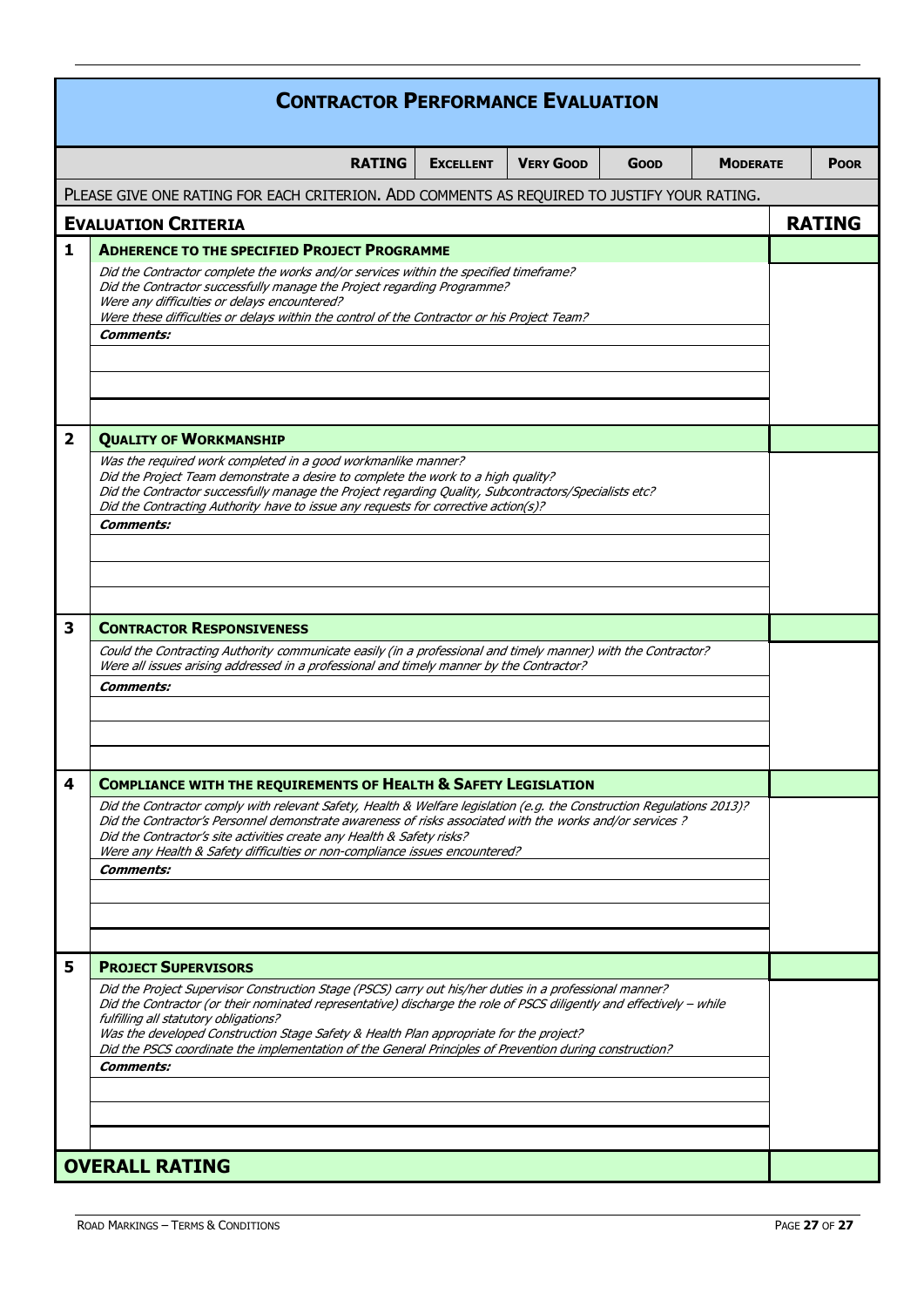# CONTRACTOR PERFORMANCE EVALUATION

| RATING | EXCELLENT | VERY GOOD | GOOD | MODERATE | POOR |
|---|---|---|---|---|---|

PLEASE GIVE ONE RATING FOR EACH CRITERION. ADD COMMENTS AS REQUIRED TO JUSTIFY YOUR RATING.

| | EVALUATION CRITERIA | RATING |
|---|---|---|
| 1 | **ADHERENCE TO THE SPECIFIED PROJECT PROGRAMME** | |
| | *Did the Contractor complete the works and/or services within the specified timeframe?*<br>*Did the Contractor successfully manage the Project regarding Programme?*<br>*Were any difficulties or delays encountered?*<br>*Were these difficulties or delays within the control of the Contractor or his Project Team?* | |
| | ***Comments:*** | |
| | | |
| | | |
| | | |
| 2 | **QUALITY OF WORKMANSHIP** | |
| | *Was the required work completed in a good workmanlike manner?*<br>*Did the Project Team demonstrate a desire to complete the work to a high quality?*<br>*Did the Contractor successfully manage the Project regarding Quality, Subcontractors/Specialists etc?*<br>*Did the Contracting Authority have to issue any requests for corrective action(s)?* | |
| | ***Comments:*** | |
| | | |
| | | |
| | | |
| 3 | **CONTRACTOR RESPONSIVENESS** | |
| | *Could the Contracting Authority communicate easily (in a professional and timely manner) with the Contractor?*<br>*Were all issues arising addressed in a professional and timely manner by the Contractor?* | |
| | ***Comments:*** | |
| | | |
| | | |
| | | |
| 4 | **COMPLIANCE WITH THE REQUIREMENTS OF HEALTH & SAFETY LEGISLATION** | |
| | *Did the Contractor comply with relevant Safety, Health & Welfare legislation (e.g. the Construction Regulations 2013)?*<br>*Did the Contractor's Personnel demonstrate awareness of risks associated with the works and/or services ?*<br>*Did the Contractor's site activities create any Health & Safety risks?*<br>*Were any Health & Safety difficulties or non-compliance issues encountered?* | |
| | ***Comments:*** | |
| | | |
| | | |
| | | |
| 5 | **PROJECT SUPERVISORS** | |
| | *Did the Project Supervisor Construction Stage (PSCS) carry out his/her duties in a professional manner?*<br>*Did the Contractor (or their nominated representative) discharge the role of PSCS diligently and effectively – while fulfilling all statutory obligations?*<br>*Was the developed Construction Stage Safety & Health Plan appropriate for the project?*<br>*Did the PSCS coordinate the implementation of the General Principles of Prevention during construction?* | |
| | ***Comments:*** | |
| | | |
| | | |
| | | |
| | **OVERALL RATING** | |